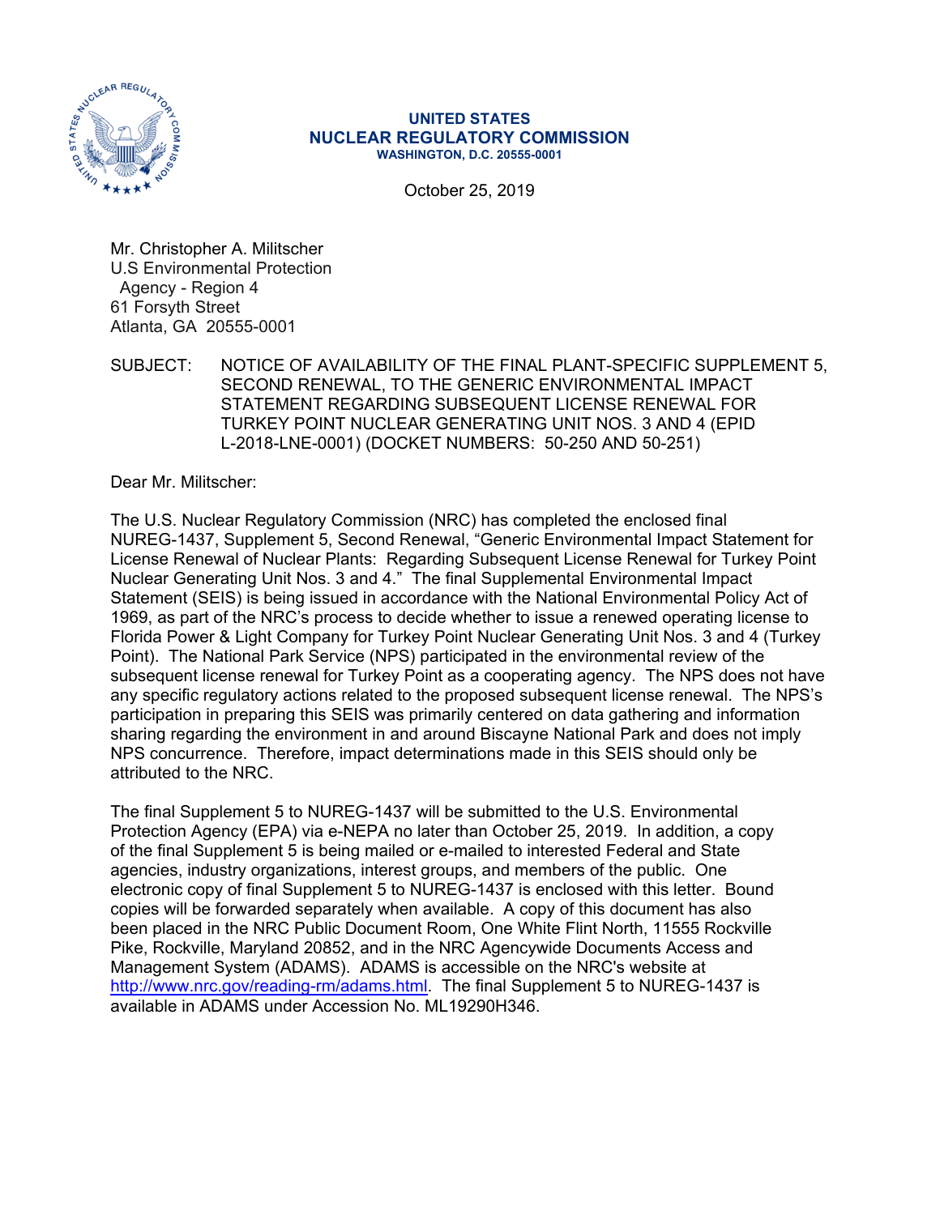UNITED STATES
NUCLEAR REGULATORY COMMISSION
WASHINGTON, D.C. 20555-0001

October 25, 2019

Mr. Christopher A. Militscher
U.S Environmental Protection
Agency - Region 4
61 Forsyth Street
Atlanta, GA 20555-0001

SUBJECT: NOTICE OF AVAILABILITY OF THE FINAL PLANT-SPECIFIC SUPPLEMENT 5, SECOND RENEWAL, TO THE GENERIC ENVIRONMENTAL IMPACT STATEMENT REGARDING SUBSEQUENT LICENSE RENEWAL FOR TURKEY POINT NUCLEAR GENERATING UNIT NOS. 3 AND 4 (EPID L-2018-LNE-0001) (DOCKET NUMBERS: 50-250 AND 50-251)

Dear Mr. Militscher:

The U.S. Nuclear Regulatory Commission (NRC) has completed the enclosed final NUREG-1437, Supplement 5, Second Renewal, "Generic Environmental Impact Statement for License Renewal of Nuclear Plants: Regarding Subsequent License Renewal for Turkey Point Nuclear Generating Unit Nos. 3 and 4." The final Supplemental Environmental Impact Statement (SEIS) is being issued in accordance with the National Environmental Policy Act of 1969, as part of the NRC's process to decide whether to issue a renewed operating license to Florida Power & Light Company for Turkey Point Nuclear Generating Unit Nos. 3 and 4 (Turkey Point). The National Park Service (NPS) participated in the environmental review of the subsequent license renewal for Turkey Point as a cooperating agency. The NPS does not have any specific regulatory actions related to the proposed subsequent license renewal. The NPS's participation in preparing this SEIS was primarily centered on data gathering and information sharing regarding the environment in and around Biscayne National Park and does not imply NPS concurrence. Therefore, impact determinations made in this SEIS should only be attributed to the NRC.

The final Supplement 5 to NUREG-1437 will be submitted to the U.S. Environmental Protection Agency (EPA) via e-NEPA no later than October 25, 2019. In addition, a copy of the final Supplement 5 is being mailed or e-mailed to interested Federal and State agencies, industry organizations, interest groups, and members of the public. One electronic copy of final Supplement 5 to NUREG-1437 is enclosed with this letter. Bound copies will be forwarded separately when available. A copy of this document has also been placed in the NRC Public Document Room, One White Flint North, 11555 Rockville Pike, Rockville, Maryland 20852, and in the NRC Agencywide Documents Access and Management System (ADAMS). ADAMS is accessible on the NRC's website at http://www.nrc.gov/reading-rm/adams.html. The final Supplement 5 to NUREG-1437 is available in ADAMS under Accession No. ML19290H346.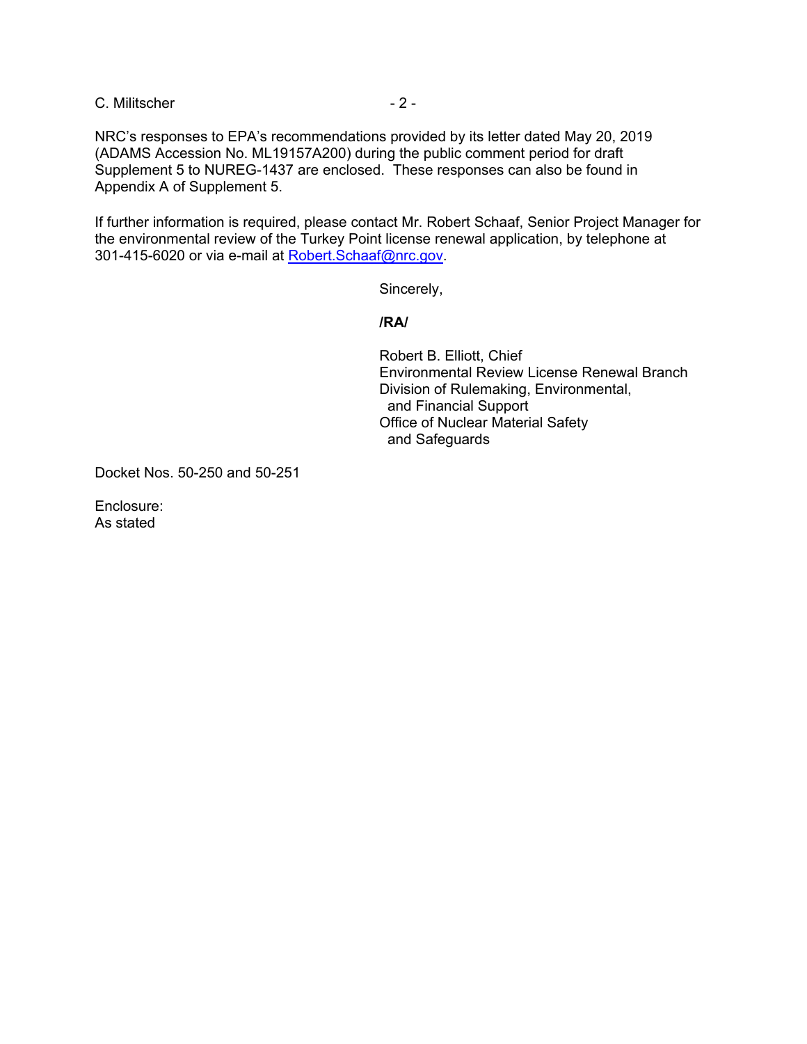NRC's responses to EPA's recommendations provided by its letter dated May 20, 2019 (ADAMS Accession No. ML19157A200) during the public comment period for draft Supplement 5 to NUREG-1437 are enclosed. These responses can also be found in Appendix A of Supplement 5.

If further information is required, please contact Mr. Robert Schaaf, Senior Project Manager for the environmental review of the Turkey Point license renewal application, by telephone at 301-415-6020 or via e-mail at Robert.Schaaf@nrc.gov.

Sincerely,

**/RA/**

Robert B. Elliott, Chief
Environmental Review License Renewal Branch
Division of Rulemaking, Environmental, and Financial Support
Office of Nuclear Material Safety and Safeguards

Docket Nos. 50-250 and 50-251

Enclosure:
As stated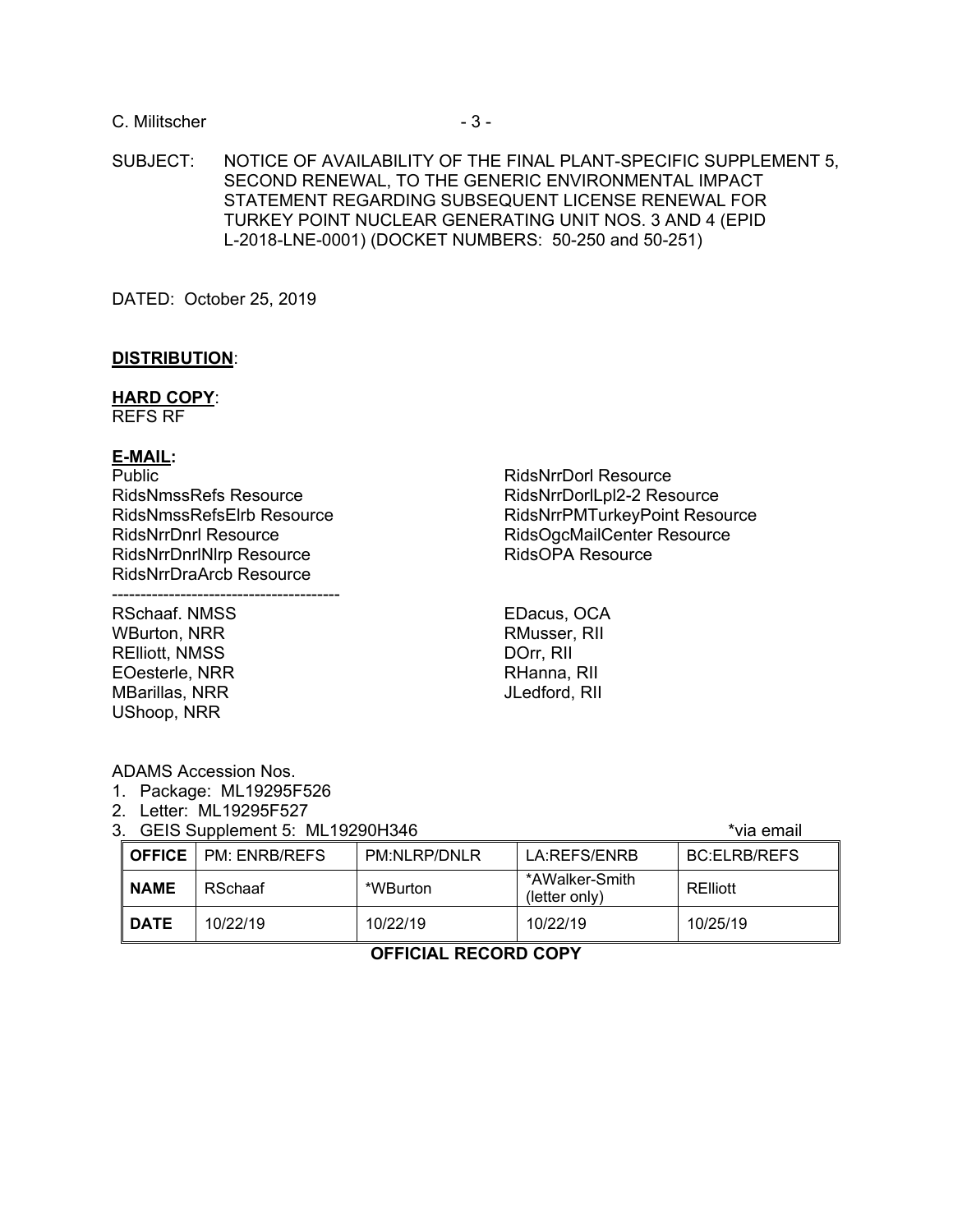C. Militscher

SUBJECT: NOTICE OF AVAILABILITY OF THE FINAL PLANT-SPECIFIC SUPPLEMENT 5, SECOND RENEWAL, TO THE GENERIC ENVIRONMENTAL IMPACT STATEMENT REGARDING SUBSEQUENT LICENSE RENEWAL FOR TURKEY POINT NUCLEAR GENERATING UNIT NOS. 3 AND 4 (EPID L-2018-LNE-0001) (DOCKET NUMBERS: 50-250 and 50-251)

DATED: October 25, 2019

**DISTRIBUTION**:

**HARD COPY**:
REFS RF

**E-MAIL:**
Public
RidsNmssRefs Resource
RidsNmssRefsElrb Resource
RidsNrrDnrl Resource
RidsNrrDnrlNlrp Resource
RidsNrrDraArcb Resource
RidsNrrDorl Resource
RidsNrrDorlLpl2-2 Resource
RidsNrrPMTurkeyPoint Resource
RidsOgcMailCenter Resource
RidsOPA Resource

---------------------------------------

RSchaaf. NMSS
WBurton, NRR
RElliott, NMSS
EOesterle, NRR
MBarillas, NRR
UShoop, NRR
EDacus, OCA
RMusser, RII
DOrr, RII
RHanna, RII
JLedford, RII

ADAMS Accession Nos.
1. Package: ML19295F526
2. Letter: ML19295F527
3. GEIS Supplement 5: ML19290H346

*via email

| OFFICE | PM: ENRB/REFS | PM:NLRP/DNLR | LA:REFS/ENRB | BC:ELRB/REFS |
|---|---|---|---|---|
| NAME | RSchaaf | *WBurton | *AWalker-Smith (letter only) | RElliott |
| DATE | 10/22/19 | 10/22/19 | 10/22/19 | 10/25/19 |

**OFFICIAL RECORD COPY**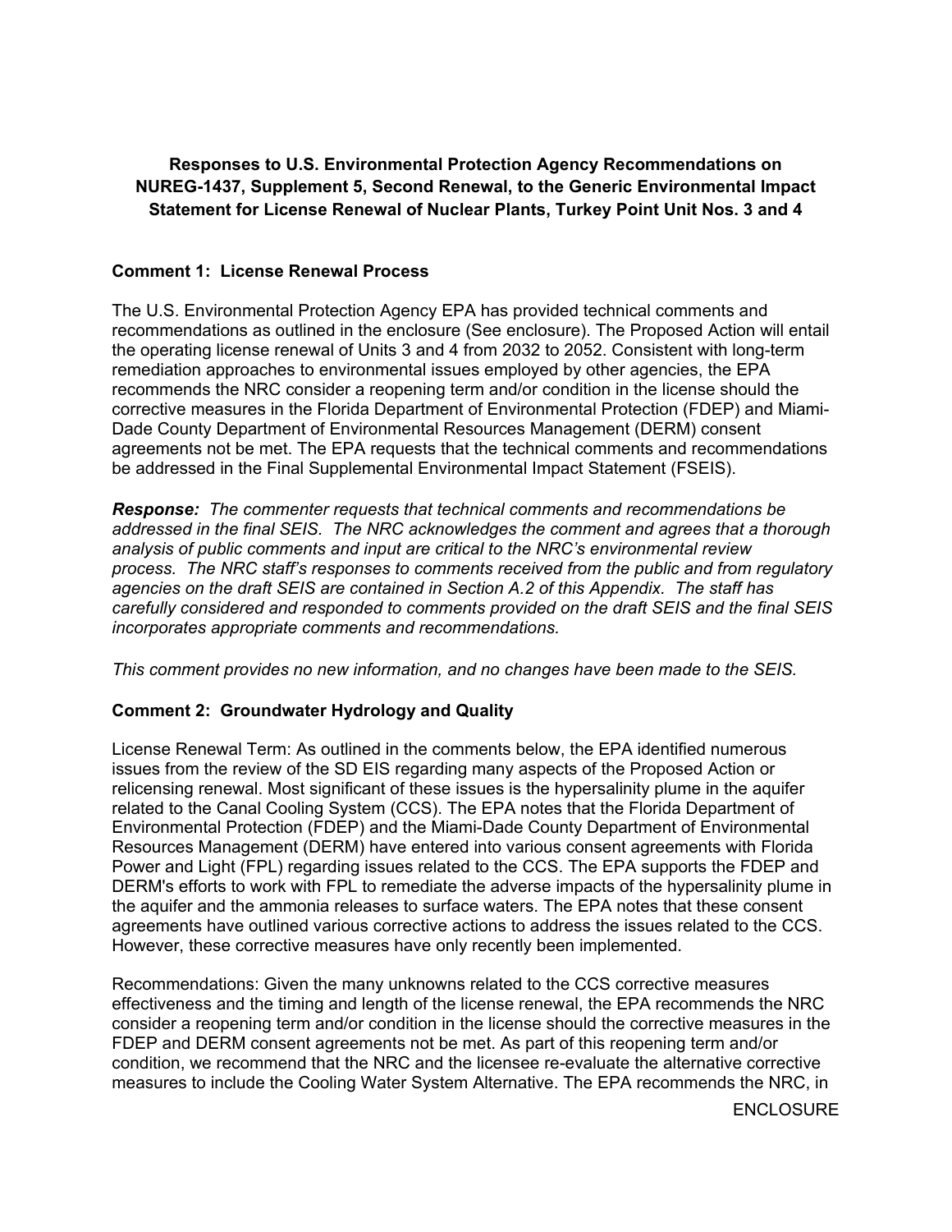**Responses to U.S. Environmental Protection Agency Recommendations on NUREG-1437, Supplement 5, Second Renewal, to the Generic Environmental Impact Statement for License Renewal of Nuclear Plants, Turkey Point Unit Nos. 3 and 4**

**Comment 1: License Renewal Process**

The U.S. Environmental Protection Agency EPA has provided technical comments and recommendations as outlined in the enclosure (See enclosure). The Proposed Action will entail the operating license renewal of Units 3 and 4 from 2032 to 2052. Consistent with long-term remediation approaches to environmental issues employed by other agencies, the EPA recommends the NRC consider a reopening term and/or condition in the license should the corrective measures in the Florida Department of Environmental Protection (FDEP) and Miami-Dade County Department of Environmental Resources Management (DERM) consent agreements not be met. The EPA requests that the technical comments and recommendations be addressed in the Final Supplemental Environmental Impact Statement (FSEIS).

***Response:*** *The commenter requests that technical comments and recommendations be addressed in the final SEIS. The NRC acknowledges the comment and agrees that a thorough analysis of public comments and input are critical to the NRC's environmental review process. The NRC staff's responses to comments received from the public and from regulatory agencies on the draft SEIS are contained in Section A.2 of this Appendix. The staff has carefully considered and responded to comments provided on the draft SEIS and the final SEIS incorporates appropriate comments and recommendations.*

*This comment provides no new information, and no changes have been made to the SEIS.*

**Comment 2: Groundwater Hydrology and Quality**

License Renewal Term: As outlined in the comments below, the EPA identified numerous issues from the review of the SD EIS regarding many aspects of the Proposed Action or relicensing renewal. Most significant of these issues is the hypersalinity plume in the aquifer related to the Canal Cooling System (CCS). The EPA notes that the Florida Department of Environmental Protection (FDEP) and the Miami-Dade County Department of Environmental Resources Management (DERM) have entered into various consent agreements with Florida Power and Light (FPL) regarding issues related to the CCS. The EPA supports the FDEP and DERM's efforts to work with FPL to remediate the adverse impacts of the hypersalinity plume in the aquifer and the ammonia releases to surface waters. The EPA notes that these consent agreements have outlined various corrective actions to address the issues related to the CCS. However, these corrective measures have only recently been implemented.

Recommendations: Given the many unknowns related to the CCS corrective measures effectiveness and the timing and length of the license renewal, the EPA recommends the NRC consider a reopening term and/or condition in the license should the corrective measures in the FDEP and DERM consent agreements not be met. As part of this reopening term and/or condition, we recommend that the NRC and the licensee re-evaluate the alternative corrective measures to include the Cooling Water System Alternative. The EPA recommends the NRC, in

ENCLOSURE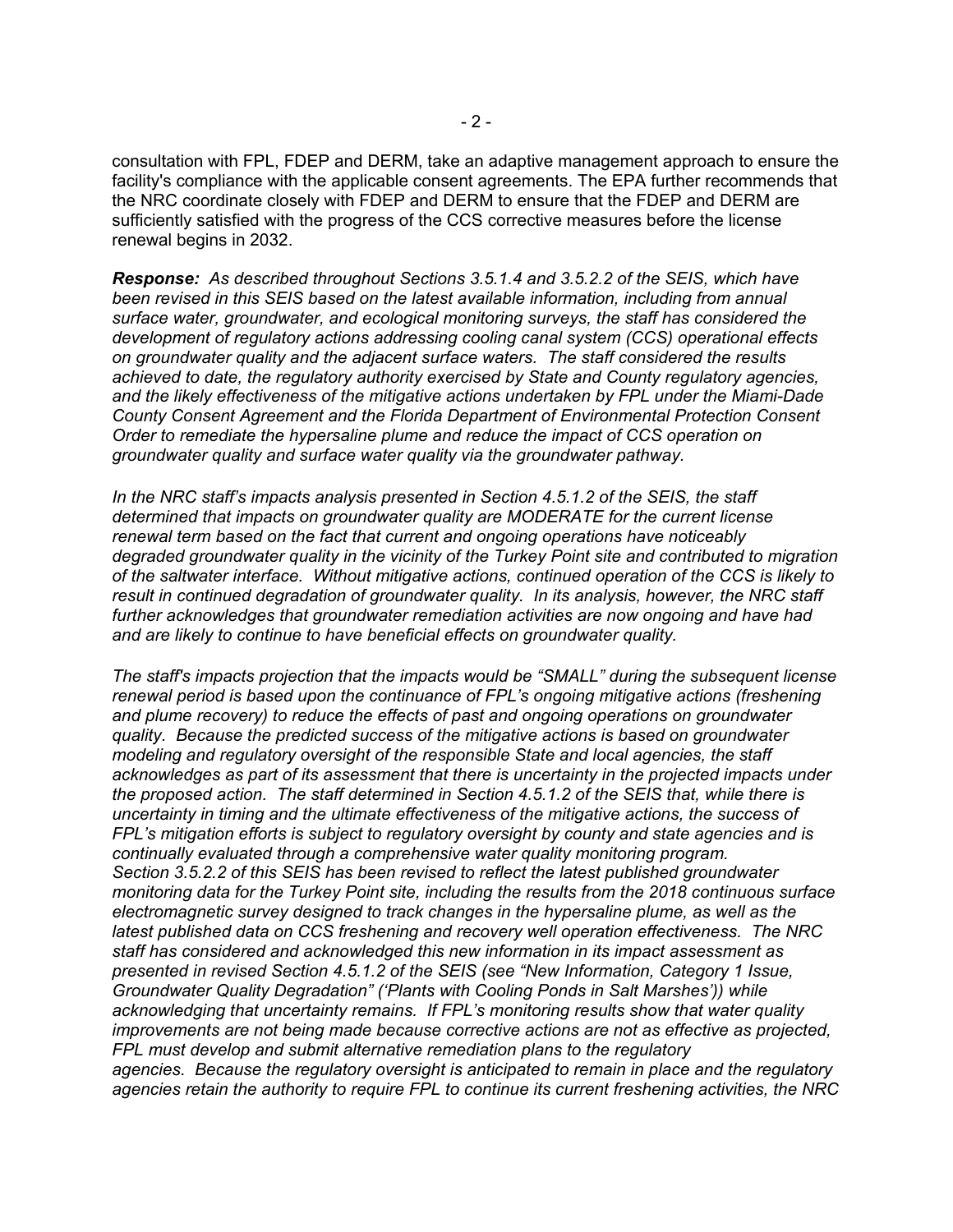consultation with FPL, FDEP and DERM, take an adaptive management approach to ensure the facility's compliance with the applicable consent agreements. The EPA further recommends that the NRC coordinate closely with FDEP and DERM to ensure that the FDEP and DERM are sufficiently satisfied with the progress of the CCS corrective measures before the license renewal begins in 2032.

***Response:*** *As described throughout Sections 3.5.1.4 and 3.5.2.2 of the SEIS, which have been revised in this SEIS based on the latest available information, including from annual surface water, groundwater, and ecological monitoring surveys, the staff has considered the development of regulatory actions addressing cooling canal system (CCS) operational effects on groundwater quality and the adjacent surface waters. The staff considered the results achieved to date, the regulatory authority exercised by State and County regulatory agencies, and the likely effectiveness of the mitigative actions undertaken by FPL under the Miami-Dade County Consent Agreement and the Florida Department of Environmental Protection Consent Order to remediate the hypersaline plume and reduce the impact of CCS operation on groundwater quality and surface water quality via the groundwater pathway.*

*In the NRC staff's impacts analysis presented in Section 4.5.1.2 of the SEIS, the staff determined that impacts on groundwater quality are MODERATE for the current license renewal term based on the fact that current and ongoing operations have noticeably degraded groundwater quality in the vicinity of the Turkey Point site and contributed to migration of the saltwater interface. Without mitigative actions, continued operation of the CCS is likely to result in continued degradation of groundwater quality. In its analysis, however, the NRC staff further acknowledges that groundwater remediation activities are now ongoing and have had and are likely to continue to have beneficial effects on groundwater quality.*

*The staff's impacts projection that the impacts would be "SMALL" during the subsequent license renewal period is based upon the continuance of FPL's ongoing mitigative actions (freshening and plume recovery) to reduce the effects of past and ongoing operations on groundwater quality. Because the predicted success of the mitigative actions is based on groundwater modeling and regulatory oversight of the responsible State and local agencies, the staff acknowledges as part of its assessment that there is uncertainty in the projected impacts under the proposed action. The staff determined in Section 4.5.1.2 of the SEIS that, while there is uncertainty in timing and the ultimate effectiveness of the mitigative actions, the success of FPL's mitigation efforts is subject to regulatory oversight by county and state agencies and is continually evaluated through a comprehensive water quality monitoring program. Section 3.5.2.2 of this SEIS has been revised to reflect the latest published groundwater monitoring data for the Turkey Point site, including the results from the 2018 continuous surface electromagnetic survey designed to track changes in the hypersaline plume, as well as the latest published data on CCS freshening and recovery well operation effectiveness. The NRC staff has considered and acknowledged this new information in its impact assessment as presented in revised Section 4.5.1.2 of the SEIS (see "New Information, Category 1 Issue, Groundwater Quality Degradation" ('Plants with Cooling Ponds in Salt Marshes')) while acknowledging that uncertainty remains. If FPL's monitoring results show that water quality improvements are not being made because corrective actions are not as effective as projected, FPL must develop and submit alternative remediation plans to the regulatory agencies. Because the regulatory oversight is anticipated to remain in place and the regulatory agencies retain the authority to require FPL to continue its current freshening activities, the NRC*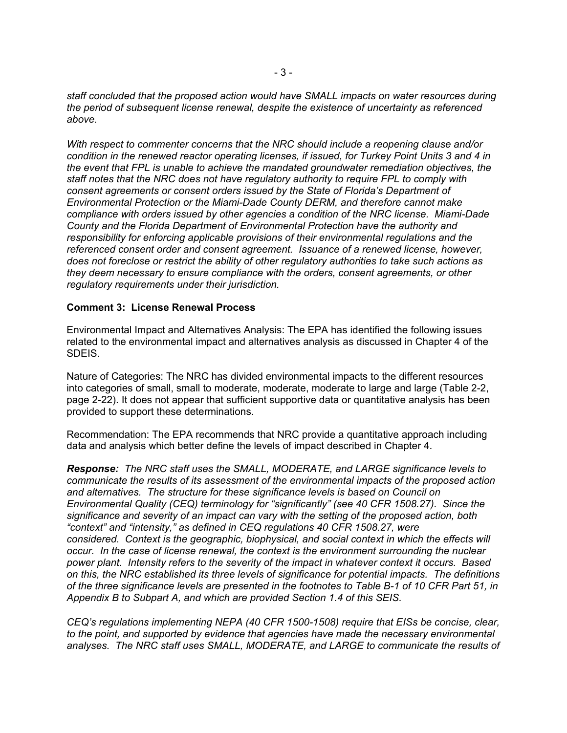*staff concluded that the proposed action would have SMALL impacts on water resources during the period of subsequent license renewal, despite the existence of uncertainty as referenced above.*

*With respect to commenter concerns that the NRC should include a reopening clause and/or condition in the renewed reactor operating licenses, if issued, for Turkey Point Units 3 and 4 in the event that FPL is unable to achieve the mandated groundwater remediation objectives, the staff notes that the NRC does not have regulatory authority to require FPL to comply with consent agreements or consent orders issued by the State of Florida's Department of Environmental Protection or the Miami-Dade County DERM, and therefore cannot make compliance with orders issued by other agencies a condition of the NRC license. Miami-Dade County and the Florida Department of Environmental Protection have the authority and responsibility for enforcing applicable provisions of their environmental regulations and the referenced consent order and consent agreement. Issuance of a renewed license, however, does not foreclose or restrict the ability of other regulatory authorities to take such actions as they deem necessary to ensure compliance with the orders, consent agreements, or other regulatory requirements under their jurisdiction.*

**Comment 3: License Renewal Process**

Environmental Impact and Alternatives Analysis: The EPA has identified the following issues related to the environmental impact and alternatives analysis as discussed in Chapter 4 of the SDEIS.

Nature of Categories: The NRC has divided environmental impacts to the different resources into categories of small, small to moderate, moderate, moderate to large and large (Table 2-2, page 2-22). It does not appear that sufficient supportive data or quantitative analysis has been provided to support these determinations.

Recommendation: The EPA recommends that NRC provide a quantitative approach including data and analysis which better define the levels of impact described in Chapter 4.

***Response:*** *The NRC staff uses the SMALL, MODERATE, and LARGE significance levels to communicate the results of its assessment of the environmental impacts of the proposed action and alternatives. The structure for these significance levels is based on Council on Environmental Quality (CEQ) terminology for "significantly" (see 40 CFR 1508.27). Since the significance and severity of an impact can vary with the setting of the proposed action, both "context" and "intensity," as defined in CEQ regulations 40 CFR 1508.27, were considered. Context is the geographic, biophysical, and social context in which the effects will occur. In the case of license renewal, the context is the environment surrounding the nuclear power plant. Intensity refers to the severity of the impact in whatever context it occurs. Based on this, the NRC established its three levels of significance for potential impacts. The definitions of the three significance levels are presented in the footnotes to Table B-1 of 10 CFR Part 51, in Appendix B to Subpart A, and which are provided Section 1.4 of this SEIS.*

*CEQ's regulations implementing NEPA (40 CFR 1500-1508) require that EISs be concise, clear, to the point, and supported by evidence that agencies have made the necessary environmental analyses. The NRC staff uses SMALL, MODERATE, and LARGE to communicate the results of*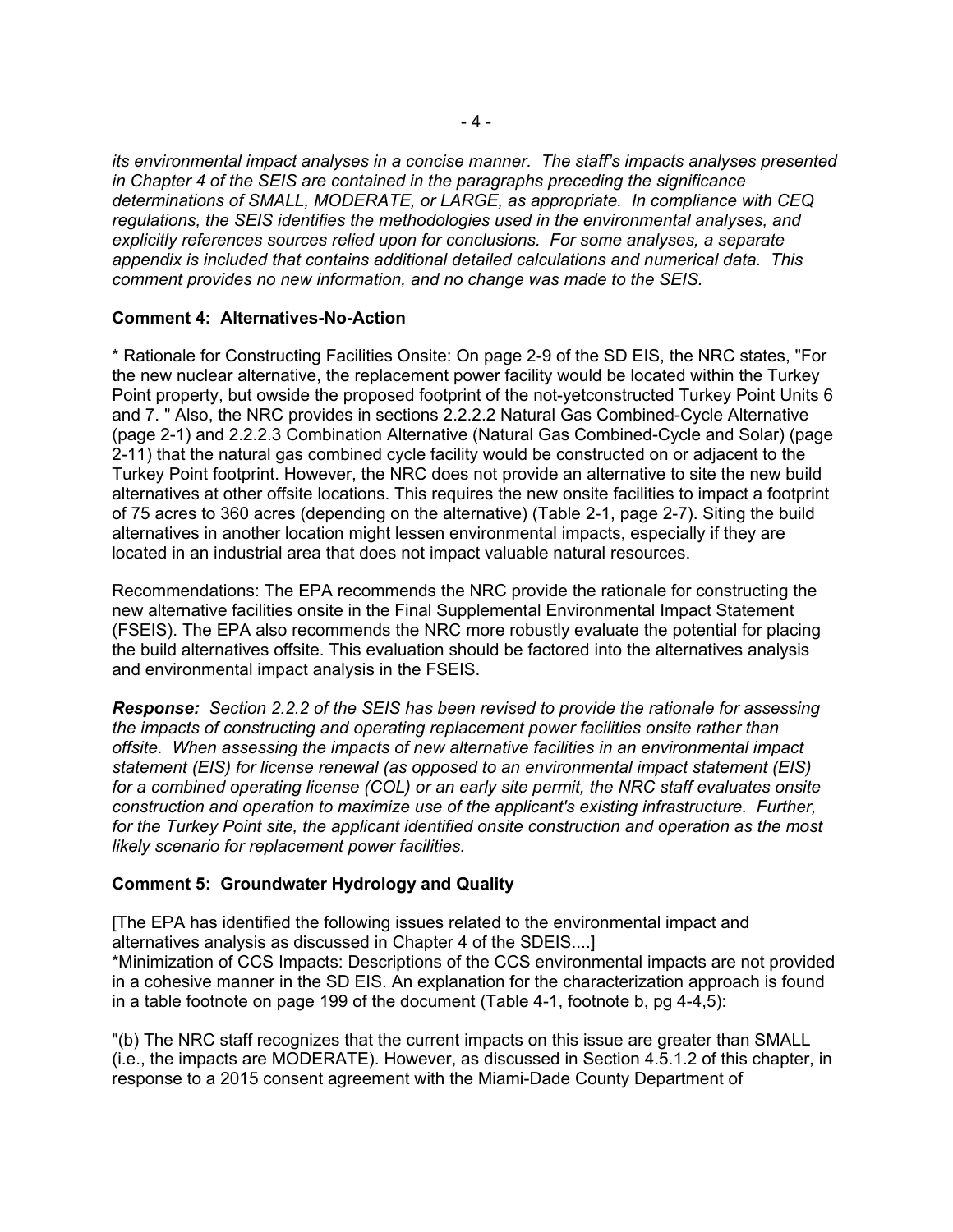*its environmental impact analyses in a concise manner. The staff's impacts analyses presented in Chapter 4 of the SEIS are contained in the paragraphs preceding the significance determinations of SMALL, MODERATE, or LARGE, as appropriate. In compliance with CEQ regulations, the SEIS identifies the methodologies used in the environmental analyses, and explicitly references sources relied upon for conclusions. For some analyses, a separate appendix is included that contains additional detailed calculations and numerical data. This comment provides no new information, and no change was made to the SEIS.*

**Comment 4: Alternatives-No-Action**

* Rationale for Constructing Facilities Onsite: On page 2-9 of the SD EIS, the NRC states, "For the new nuclear alternative, the replacement power facility would be located within the Turkey Point property, but owside the proposed footprint of the not-yetconstructed Turkey Point Units 6 and 7. " Also, the NRC provides in sections 2.2.2.2 Natural Gas Combined-Cycle Alternative (page 2-1) and 2.2.2.3 Combination Alternative (Natural Gas Combined-Cycle and Solar) (page 2-11) that the natural gas combined cycle facility would be constructed on or adjacent to the Turkey Point footprint. However, the NRC does not provide an alternative to site the new build alternatives at other offsite locations. This requires the new onsite facilities to impact a footprint of 75 acres to 360 acres (depending on the alternative) (Table 2-1, page 2-7). Siting the build alternatives in another location might lessen environmental impacts, especially if they are located in an industrial area that does not impact valuable natural resources.

Recommendations: The EPA recommends the NRC provide the rationale for constructing the new alternative facilities onsite in the Final Supplemental Environmental Impact Statement (FSEIS). The EPA also recommends the NRC more robustly evaluate the potential for placing the build alternatives offsite. This evaluation should be factored into the alternatives analysis and environmental impact analysis in the FSEIS.

***Response:*** *Section 2.2.2 of the SEIS has been revised to provide the rationale for assessing the impacts of constructing and operating replacement power facilities onsite rather than offsite. When assessing the impacts of new alternative facilities in an environmental impact statement (EIS) for license renewal (as opposed to an environmental impact statement (EIS) for a combined operating license (COL) or an early site permit, the NRC staff evaluates onsite construction and operation to maximize use of the applicant's existing infrastructure. Further, for the Turkey Point site, the applicant identified onsite construction and operation as the most likely scenario for replacement power facilities.*

**Comment 5: Groundwater Hydrology and Quality**

[The EPA has identified the following issues related to the environmental impact and alternatives analysis as discussed in Chapter 4 of the SDEIS....]
*Minimization of CCS Impacts: Descriptions of the CCS environmental impacts are not provided in a cohesive manner in the SD EIS. An explanation for the characterization approach is found in a table footnote on page 199 of the document (Table 4-1, footnote b, pg 4-4,5):

"(b) The NRC staff recognizes that the current impacts on this issue are greater than SMALL (i.e., the impacts are MODERATE). However, as discussed in Section 4.5.1.2 of this chapter, in response to a 2015 consent agreement with the Miami-Dade County Department of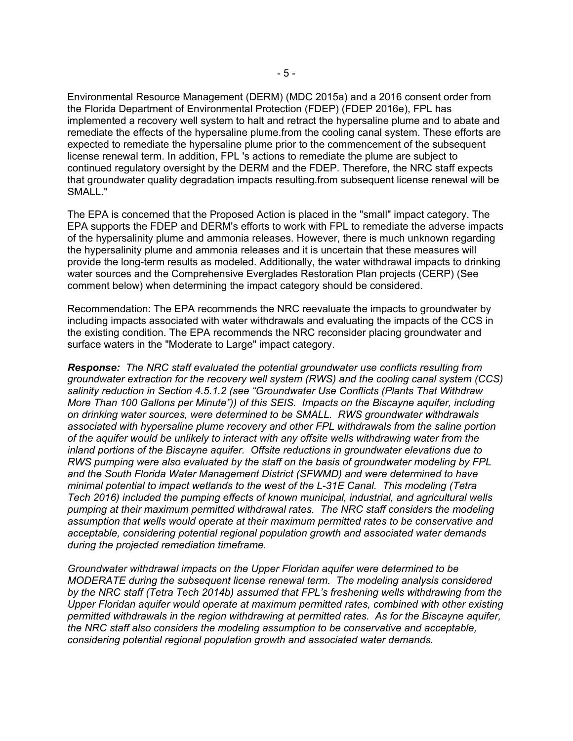Environmental Resource Management (DERM) (MDC 2015a) and a 2016 consent order from the Florida Department of Environmental Protection (FDEP) (FDEP 2016e), FPL has implemented a recovery well system to halt and retract the hypersaline plume and to abate and remediate the effects of the hypersaline plume.from the cooling canal system. These efforts are expected to remediate the hypersaline plume prior to the commencement of the subsequent license renewal term. In addition, FPL 's actions to remediate the plume are subject to continued regulatory oversight by the DERM and the FDEP. Therefore, the NRC staff expects that groundwater quality degradation impacts resulting.from subsequent license renewal will be SMALL."

The EPA is concerned that the Proposed Action is placed in the "small" impact category. The EPA supports the FDEP and DERM's efforts to work with FPL to remediate the adverse impacts of the hypersalinity plume and ammonia releases. However, there is much unknown regarding the hypersalinity plume and ammonia releases and it is uncertain that these measures will provide the long-term results as modeled. Additionally, the water withdrawal impacts to drinking water sources and the Comprehensive Everglades Restoration Plan projects (CERP) (See comment below) when determining the impact category should be considered.

Recommendation: The EPA recommends the NRC reevaluate the impacts to groundwater by including impacts associated with water withdrawals and evaluating the impacts of the CCS in the existing condition. The EPA recommends the NRC reconsider placing groundwater and surface waters in the "Moderate to Large" impact category.

***Response:*** *The NRC staff evaluated the potential groundwater use conflicts resulting from groundwater extraction for the recovery well system (RWS) and the cooling canal system (CCS) salinity reduction in Section 4.5.1.2 (see "Groundwater Use Conflicts (Plants That Withdraw More Than 100 Gallons per Minute")) of this SEIS. Impacts on the Biscayne aquifer, including on drinking water sources, were determined to be SMALL. RWS groundwater withdrawals associated with hypersaline plume recovery and other FPL withdrawals from the saline portion of the aquifer would be unlikely to interact with any offsite wells withdrawing water from the inland portions of the Biscayne aquifer. Offsite reductions in groundwater elevations due to RWS pumping were also evaluated by the staff on the basis of groundwater modeling by FPL and the South Florida Water Management District (SFWMD) and were determined to have minimal potential to impact wetlands to the west of the L-31E Canal. This modeling (Tetra Tech 2016) included the pumping effects of known municipal, industrial, and agricultural wells pumping at their maximum permitted withdrawal rates. The NRC staff considers the modeling assumption that wells would operate at their maximum permitted rates to be conservative and acceptable, considering potential regional population growth and associated water demands during the projected remediation timeframe.*

*Groundwater withdrawal impacts on the Upper Floridan aquifer were determined to be MODERATE during the subsequent license renewal term. The modeling analysis considered by the NRC staff (Tetra Tech 2014b) assumed that FPL's freshening wells withdrawing from the Upper Floridan aquifer would operate at maximum permitted rates, combined with other existing permitted withdrawals in the region withdrawing at permitted rates. As for the Biscayne aquifer, the NRC staff also considers the modeling assumption to be conservative and acceptable, considering potential regional population growth and associated water demands.*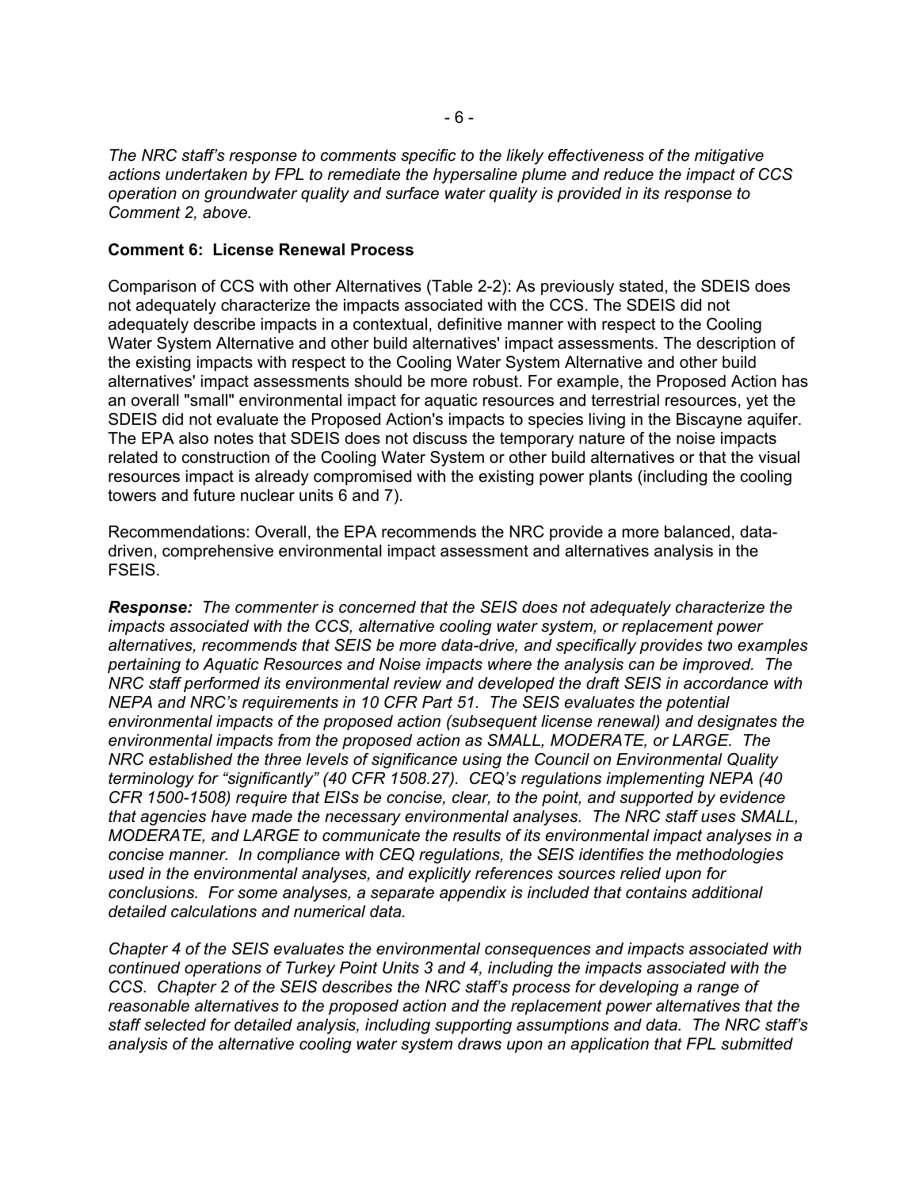*The NRC staff's response to comments specific to the likely effectiveness of the mitigative actions undertaken by FPL to remediate the hypersaline plume and reduce the impact of CCS operation on groundwater quality and surface water quality is provided in its response to Comment 2, above.*

**Comment 6: License Renewal Process**

Comparison of CCS with other Alternatives (Table 2-2): As previously stated, the SDEIS does not adequately characterize the impacts associated with the CCS. The SDEIS did not adequately describe impacts in a contextual, definitive manner with respect to the Cooling Water System Alternative and other build alternatives' impact assessments. The description of the existing impacts with respect to the Cooling Water System Alternative and other build alternatives' impact assessments should be more robust. For example, the Proposed Action has an overall "small" environmental impact for aquatic resources and terrestrial resources, yet the SDEIS did not evaluate the Proposed Action's impacts to species living in the Biscayne aquifer. The EPA also notes that SDEIS does not discuss the temporary nature of the noise impacts related to construction of the Cooling Water System or other build alternatives or that the visual resources impact is already compromised with the existing power plants (including the cooling towers and future nuclear units 6 and 7).

Recommendations: Overall, the EPA recommends the NRC provide a more balanced, data-driven, comprehensive environmental impact assessment and alternatives analysis in the FSEIS.

***Response:*** *The commenter is concerned that the SEIS does not adequately characterize the impacts associated with the CCS, alternative cooling water system, or replacement power alternatives, recommends that SEIS be more data-drive, and specifically provides two examples pertaining to Aquatic Resources and Noise impacts where the analysis can be improved. The NRC staff performed its environmental review and developed the draft SEIS in accordance with NEPA and NRC's requirements in 10 CFR Part 51. The SEIS evaluates the potential environmental impacts of the proposed action (subsequent license renewal) and designates the environmental impacts from the proposed action as SMALL, MODERATE, or LARGE. The NRC established the three levels of significance using the Council on Environmental Quality terminology for "significantly" (40 CFR 1508.27). CEQ's regulations implementing NEPA (40 CFR 1500-1508) require that EISs be concise, clear, to the point, and supported by evidence that agencies have made the necessary environmental analyses. The NRC staff uses SMALL, MODERATE, and LARGE to communicate the results of its environmental impact analyses in a concise manner. In compliance with CEQ regulations, the SEIS identifies the methodologies used in the environmental analyses, and explicitly references sources relied upon for conclusions. For some analyses, a separate appendix is included that contains additional detailed calculations and numerical data.*

*Chapter 4 of the SEIS evaluates the environmental consequences and impacts associated with continued operations of Turkey Point Units 3 and 4, including the impacts associated with the CCS. Chapter 2 of the SEIS describes the NRC staff's process for developing a range of reasonable alternatives to the proposed action and the replacement power alternatives that the staff selected for detailed analysis, including supporting assumptions and data. The NRC staff's analysis of the alternative cooling water system draws upon an application that FPL submitted*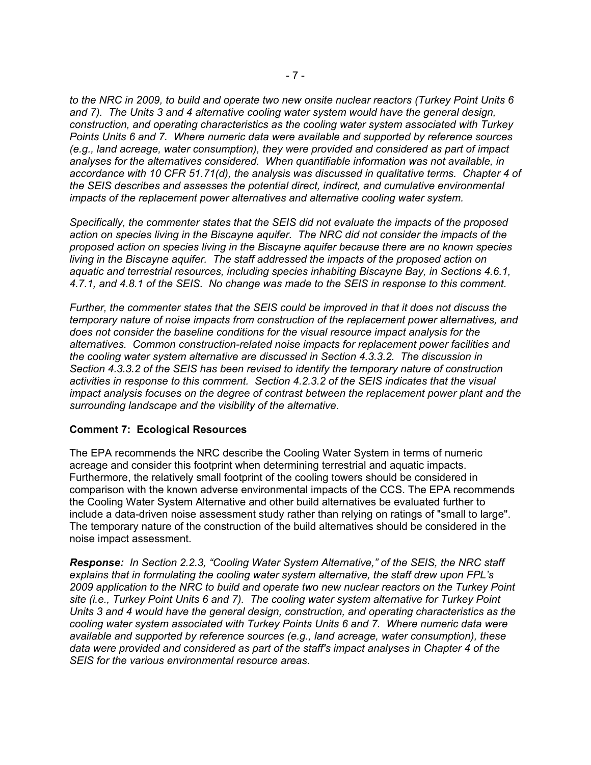*to the NRC in 2009, to build and operate two new onsite nuclear reactors (Turkey Point Units 6 and 7). The Units 3 and 4 alternative cooling water system would have the general design, construction, and operating characteristics as the cooling water system associated with Turkey Points Units 6 and 7. Where numeric data were available and supported by reference sources (e.g., land acreage, water consumption), they were provided and considered as part of impact analyses for the alternatives considered. When quantifiable information was not available, in accordance with 10 CFR 51.71(d), the analysis was discussed in qualitative terms. Chapter 4 of the SEIS describes and assesses the potential direct, indirect, and cumulative environmental impacts of the replacement power alternatives and alternative cooling water system.*

*Specifically, the commenter states that the SEIS did not evaluate the impacts of the proposed action on species living in the Biscayne aquifer. The NRC did not consider the impacts of the proposed action on species living in the Biscayne aquifer because there are no known species living in the Biscayne aquifer. The staff addressed the impacts of the proposed action on aquatic and terrestrial resources, including species inhabiting Biscayne Bay, in Sections 4.6.1, 4.7.1, and 4.8.1 of the SEIS. No change was made to the SEIS in response to this comment.*

*Further, the commenter states that the SEIS could be improved in that it does not discuss the temporary nature of noise impacts from construction of the replacement power alternatives, and does not consider the baseline conditions for the visual resource impact analysis for the alternatives. Common construction-related noise impacts for replacement power facilities and the cooling water system alternative are discussed in Section 4.3.3.2. The discussion in Section 4.3.3.2 of the SEIS has been revised to identify the temporary nature of construction activities in response to this comment. Section 4.2.3.2 of the SEIS indicates that the visual impact analysis focuses on the degree of contrast between the replacement power plant and the surrounding landscape and the visibility of the alternative.*

**Comment 7: Ecological Resources**

The EPA recommends the NRC describe the Cooling Water System in terms of numeric acreage and consider this footprint when determining terrestrial and aquatic impacts. Furthermore, the relatively small footprint of the cooling towers should be considered in comparison with the known adverse environmental impacts of the CCS. The EPA recommends the Cooling Water System Alternative and other build alternatives be evaluated further to include a data-driven noise assessment study rather than relying on ratings of "small to large". The temporary nature of the construction of the build alternatives should be considered in the noise impact assessment.

***Response:*** *In Section 2.2.3, "Cooling Water System Alternative," of the SEIS, the NRC staff explains that in formulating the cooling water system alternative, the staff drew upon FPL's 2009 application to the NRC to build and operate two new nuclear reactors on the Turkey Point site (i.e., Turkey Point Units 6 and 7). The cooling water system alternative for Turkey Point Units 3 and 4 would have the general design, construction, and operating characteristics as the cooling water system associated with Turkey Points Units 6 and 7. Where numeric data were available and supported by reference sources (e.g., land acreage, water consumption), these data were provided and considered as part of the staff's impact analyses in Chapter 4 of the SEIS for the various environmental resource areas.*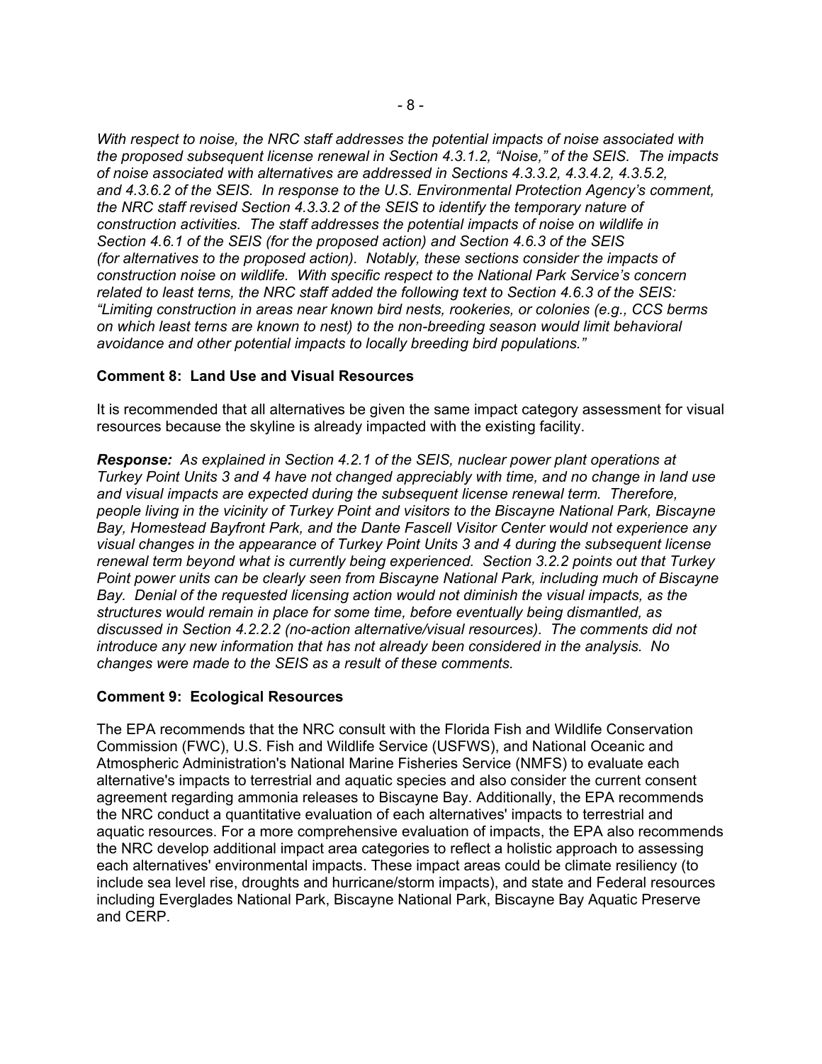*With respect to noise, the NRC staff addresses the potential impacts of noise associated with the proposed subsequent license renewal in Section 4.3.1.2, "Noise," of the SEIS. The impacts of noise associated with alternatives are addressed in Sections 4.3.3.2, 4.3.4.2, 4.3.5.2, and 4.3.6.2 of the SEIS. In response to the U.S. Environmental Protection Agency's comment, the NRC staff revised Section 4.3.3.2 of the SEIS to identify the temporary nature of construction activities. The staff addresses the potential impacts of noise on wildlife in Section 4.6.1 of the SEIS (for the proposed action) and Section 4.6.3 of the SEIS (for alternatives to the proposed action). Notably, these sections consider the impacts of construction noise on wildlife. With specific respect to the National Park Service's concern related to least terns, the NRC staff added the following text to Section 4.6.3 of the SEIS: "Limiting construction in areas near known bird nests, rookeries, or colonies (e.g., CCS berms on which least terns are known to nest) to the non-breeding season would limit behavioral avoidance and other potential impacts to locally breeding bird populations."*

**Comment 8: Land Use and Visual Resources**

It is recommended that all alternatives be given the same impact category assessment for visual resources because the skyline is already impacted with the existing facility.

***Response:*** *As explained in Section 4.2.1 of the SEIS, nuclear power plant operations at Turkey Point Units 3 and 4 have not changed appreciably with time, and no change in land use and visual impacts are expected during the subsequent license renewal term. Therefore, people living in the vicinity of Turkey Point and visitors to the Biscayne National Park, Biscayne Bay, Homestead Bayfront Park, and the Dante Fascell Visitor Center would not experience any visual changes in the appearance of Turkey Point Units 3 and 4 during the subsequent license renewal term beyond what is currently being experienced. Section 3.2.2 points out that Turkey Point power units can be clearly seen from Biscayne National Park, including much of Biscayne Bay. Denial of the requested licensing action would not diminish the visual impacts, as the structures would remain in place for some time, before eventually being dismantled, as discussed in Section 4.2.2.2 (no-action alternative/visual resources). The comments did not introduce any new information that has not already been considered in the analysis. No changes were made to the SEIS as a result of these comments.*

**Comment 9: Ecological Resources**

The EPA recommends that the NRC consult with the Florida Fish and Wildlife Conservation Commission (FWC), U.S. Fish and Wildlife Service (USFWS), and National Oceanic and Atmospheric Administration's National Marine Fisheries Service (NMFS) to evaluate each alternative's impacts to terrestrial and aquatic species and also consider the current consent agreement regarding ammonia releases to Biscayne Bay. Additionally, the EPA recommends the NRC conduct a quantitative evaluation of each alternatives' impacts to terrestrial and aquatic resources. For a more comprehensive evaluation of impacts, the EPA also recommends the NRC develop additional impact area categories to reflect a holistic approach to assessing each alternatives' environmental impacts. These impact areas could be climate resiliency (to include sea level rise, droughts and hurricane/storm impacts), and state and Federal resources including Everglades National Park, Biscayne National Park, Biscayne Bay Aquatic Preserve and CERP.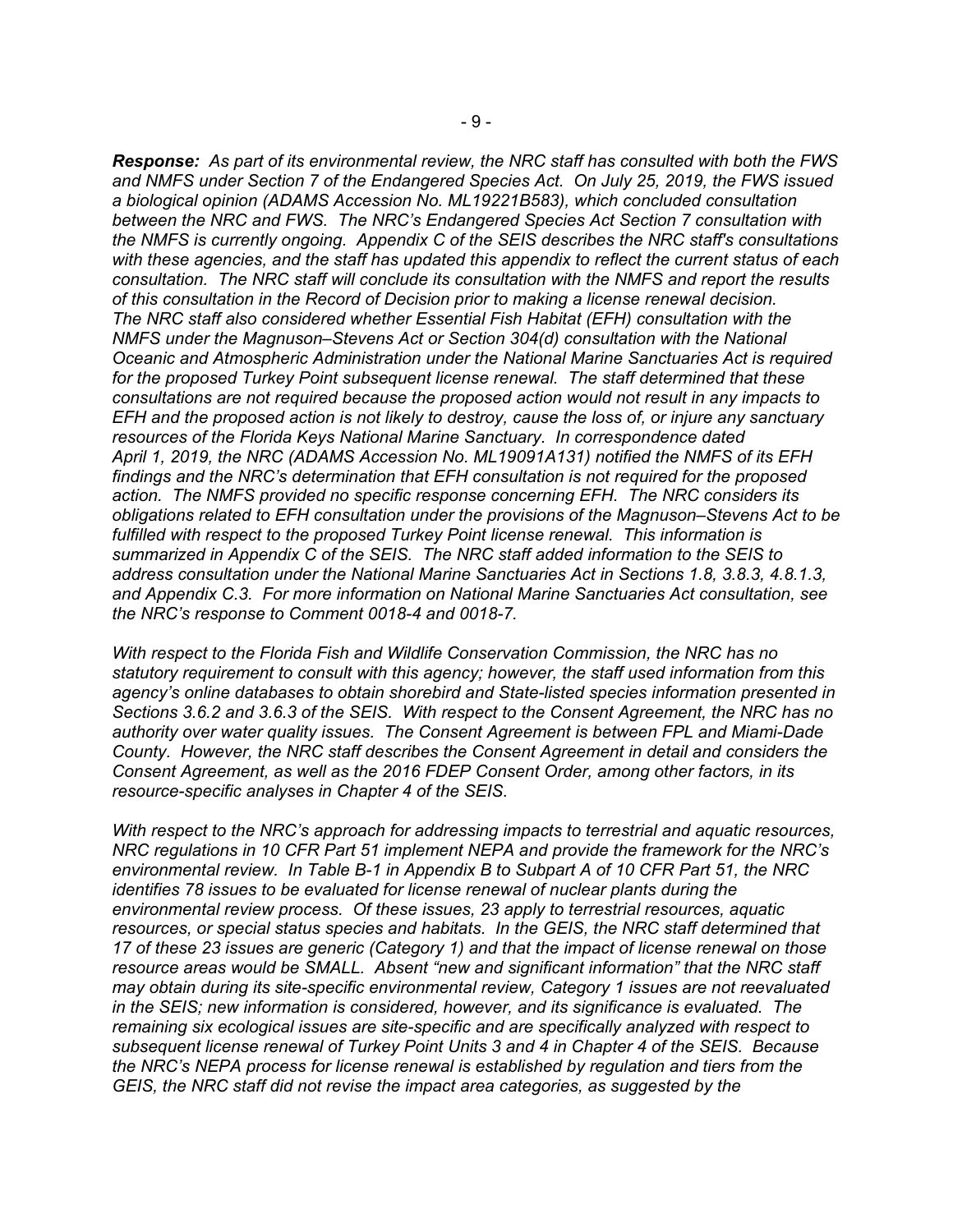***Response:*** *As part of its environmental review, the NRC staff has consulted with both the FWS and NMFS under Section 7 of the Endangered Species Act. On July 25, 2019, the FWS issued a biological opinion (ADAMS Accession No. ML19221B583), which concluded consultation between the NRC and FWS. The NRC's Endangered Species Act Section 7 consultation with the NMFS is currently ongoing. Appendix C of the SEIS describes the NRC staff's consultations with these agencies, and the staff has updated this appendix to reflect the current status of each consultation. The NRC staff will conclude its consultation with the NMFS and report the results of this consultation in the Record of Decision prior to making a license renewal decision. The NRC staff also considered whether Essential Fish Habitat (EFH) consultation with the NMFS under the Magnuson–Stevens Act or Section 304(d) consultation with the National Oceanic and Atmospheric Administration under the National Marine Sanctuaries Act is required for the proposed Turkey Point subsequent license renewal. The staff determined that these consultations are not required because the proposed action would not result in any impacts to EFH and the proposed action is not likely to destroy, cause the loss of, or injure any sanctuary resources of the Florida Keys National Marine Sanctuary. In correspondence dated April 1, 2019, the NRC (ADAMS Accession No. ML19091A131) notified the NMFS of its EFH findings and the NRC's determination that EFH consultation is not required for the proposed action. The NMFS provided no specific response concerning EFH. The NRC considers its obligations related to EFH consultation under the provisions of the Magnuson–Stevens Act to be fulfilled with respect to the proposed Turkey Point license renewal. This information is summarized in Appendix C of the SEIS. The NRC staff added information to the SEIS to address consultation under the National Marine Sanctuaries Act in Sections 1.8, 3.8.3, 4.8.1.3, and Appendix C.3. For more information on National Marine Sanctuaries Act consultation, see the NRC's response to Comment 0018-4 and 0018-7.*

*With respect to the Florida Fish and Wildlife Conservation Commission, the NRC has no statutory requirement to consult with this agency; however, the staff used information from this agency's online databases to obtain shorebird and State-listed species information presented in Sections 3.6.2 and 3.6.3 of the SEIS. With respect to the Consent Agreement, the NRC has no authority over water quality issues. The Consent Agreement is between FPL and Miami-Dade County. However, the NRC staff describes the Consent Agreement in detail and considers the Consent Agreement, as well as the 2016 FDEP Consent Order, among other factors, in its resource-specific analyses in Chapter 4 of the SEIS.*

*With respect to the NRC's approach for addressing impacts to terrestrial and aquatic resources, NRC regulations in 10 CFR Part 51 implement NEPA and provide the framework for the NRC's environmental review. In Table B-1 in Appendix B to Subpart A of 10 CFR Part 51, the NRC identifies 78 issues to be evaluated for license renewal of nuclear plants during the environmental review process. Of these issues, 23 apply to terrestrial resources, aquatic resources, or special status species and habitats. In the GEIS, the NRC staff determined that 17 of these 23 issues are generic (Category 1) and that the impact of license renewal on those resource areas would be SMALL. Absent "new and significant information" that the NRC staff may obtain during its site-specific environmental review, Category 1 issues are not reevaluated in the SEIS; new information is considered, however, and its significance is evaluated. The remaining six ecological issues are site-specific and are specifically analyzed with respect to subsequent license renewal of Turkey Point Units 3 and 4 in Chapter 4 of the SEIS. Because the NRC's NEPA process for license renewal is established by regulation and tiers from the GEIS, the NRC staff did not revise the impact area categories, as suggested by the*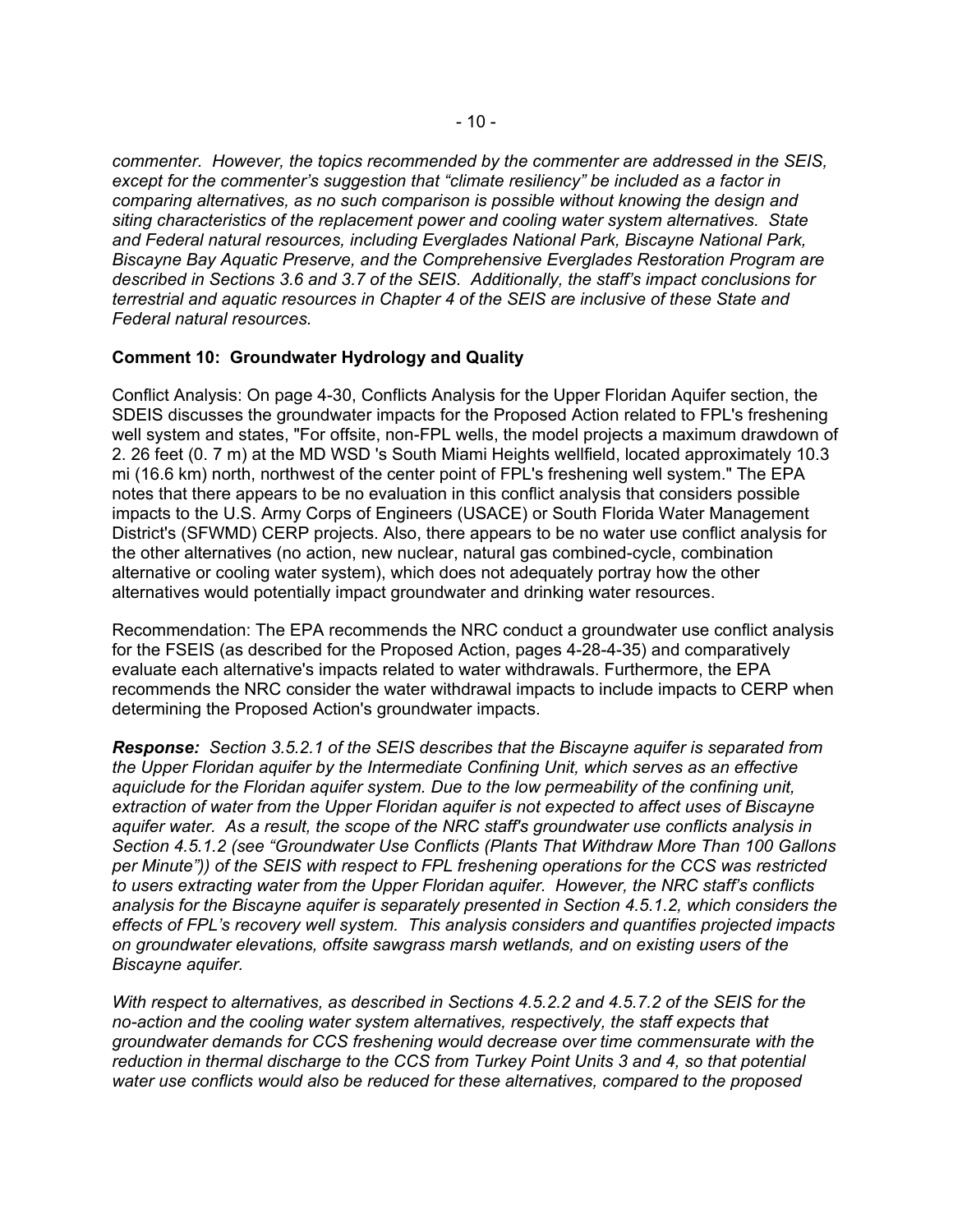*commenter. However, the topics recommended by the commenter are addressed in the SEIS, except for the commenter's suggestion that "climate resiliency" be included as a factor in comparing alternatives, as no such comparison is possible without knowing the design and siting characteristics of the replacement power and cooling water system alternatives. State and Federal natural resources, including Everglades National Park, Biscayne National Park, Biscayne Bay Aquatic Preserve, and the Comprehensive Everglades Restoration Program are described in Sections 3.6 and 3.7 of the SEIS. Additionally, the staff's impact conclusions for terrestrial and aquatic resources in Chapter 4 of the SEIS are inclusive of these State and Federal natural resources.*

**Comment 10: Groundwater Hydrology and Quality**

Conflict Analysis: On page 4-30, Conflicts Analysis for the Upper Floridan Aquifer section, the SDEIS discusses the groundwater impacts for the Proposed Action related to FPL's freshening well system and states, "For offsite, non-FPL wells, the model projects a maximum drawdown of 2. 26 feet (0. 7 m) at the MD WSD 's South Miami Heights wellfield, located approximately 10.3 mi (16.6 km) north, northwest of the center point of FPL's freshening well system." The EPA notes that there appears to be no evaluation in this conflict analysis that considers possible impacts to the U.S. Army Corps of Engineers (USACE) or South Florida Water Management District's (SFWMD) CERP projects. Also, there appears to be no water use conflict analysis for the other alternatives (no action, new nuclear, natural gas combined-cycle, combination alternative or cooling water system), which does not adequately portray how the other alternatives would potentially impact groundwater and drinking water resources.

Recommendation: The EPA recommends the NRC conduct a groundwater use conflict analysis for the FSEIS (as described for the Proposed Action, pages 4-28-4-35) and comparatively evaluate each alternative's impacts related to water withdrawals. Furthermore, the EPA recommends the NRC consider the water withdrawal impacts to include impacts to CERP when determining the Proposed Action's groundwater impacts.

***Response:*** *Section 3.5.2.1 of the SEIS describes that the Biscayne aquifer is separated from the Upper Floridan aquifer by the Intermediate Confining Unit, which serves as an effective aquiclude for the Floridan aquifer system. Due to the low permeability of the confining unit, extraction of water from the Upper Floridan aquifer is not expected to affect uses of Biscayne aquifer water. As a result, the scope of the NRC staff's groundwater use conflicts analysis in Section 4.5.1.2 (see "Groundwater Use Conflicts (Plants That Withdraw More Than 100 Gallons per Minute")) of the SEIS with respect to FPL freshening operations for the CCS was restricted to users extracting water from the Upper Floridan aquifer. However, the NRC staff's conflicts analysis for the Biscayne aquifer is separately presented in Section 4.5.1.2, which considers the effects of FPL's recovery well system. This analysis considers and quantifies projected impacts on groundwater elevations, offsite sawgrass marsh wetlands, and on existing users of the Biscayne aquifer.*

*With respect to alternatives, as described in Sections 4.5.2.2 and 4.5.7.2 of the SEIS for the no-action and the cooling water system alternatives, respectively, the staff expects that groundwater demands for CCS freshening would decrease over time commensurate with the reduction in thermal discharge to the CCS from Turkey Point Units 3 and 4, so that potential water use conflicts would also be reduced for these alternatives, compared to the proposed*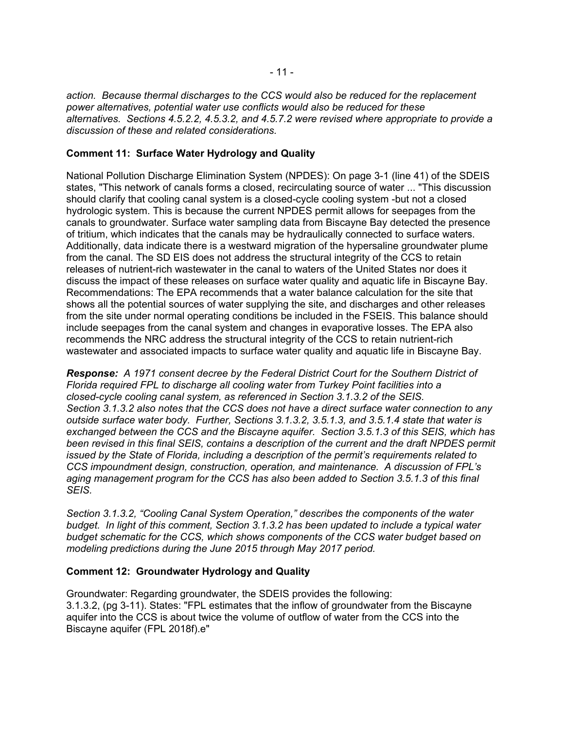*action. Because thermal discharges to the CCS would also be reduced for the replacement power alternatives, potential water use conflicts would also be reduced for these alternatives. Sections 4.5.2.2, 4.5.3.2, and 4.5.7.2 were revised where appropriate to provide a discussion of these and related considerations.*

**Comment 11: Surface Water Hydrology and Quality**

National Pollution Discharge Elimination System (NPDES): On page 3-1 (line 41) of the SDEIS states, "This network of canals forms a closed, recirculating source of water ... "This discussion should clarify that cooling canal system is a closed-cycle cooling system -but not a closed hydrologic system. This is because the current NPDES permit allows for seepages from the canals to groundwater. Surface water sampling data from Biscayne Bay detected the presence of tritium, which indicates that the canals may be hydraulically connected to surface waters. Additionally, data indicate there is a westward migration of the hypersaline groundwater plume from the canal. The SD EIS does not address the structural integrity of the CCS to retain releases of nutrient-rich wastewater in the canal to waters of the United States nor does it discuss the impact of these releases on surface water quality and aquatic life in Biscayne Bay. Recommendations: The EPA recommends that a water balance calculation for the site that shows all the potential sources of water supplying the site, and discharges and other releases from the site under normal operating conditions be included in the FSEIS. This balance should include seepages from the canal system and changes in evaporative losses. The EPA also recommends the NRC address the structural integrity of the CCS to retain nutrient-rich wastewater and associated impacts to surface water quality and aquatic life in Biscayne Bay.

***Response:*** *A 1971 consent decree by the Federal District Court for the Southern District of Florida required FPL to discharge all cooling water from Turkey Point facilities into a closed-cycle cooling canal system, as referenced in Section 3.1.3.2 of the SEIS. Section 3.1.3.2 also notes that the CCS does not have a direct surface water connection to any outside surface water body. Further, Sections 3.1.3.2, 3.5.1.3, and 3.5.1.4 state that water is exchanged between the CCS and the Biscayne aquifer. Section 3.5.1.3 of this SEIS, which has been revised in this final SEIS, contains a description of the current and the draft NPDES permit issued by the State of Florida, including a description of the permit's requirements related to CCS impoundment design, construction, operation, and maintenance. A discussion of FPL's aging management program for the CCS has also been added to Section 3.5.1.3 of this final SEIS.*

*Section 3.1.3.2, "Cooling Canal System Operation," describes the components of the water budget. In light of this comment, Section 3.1.3.2 has been updated to include a typical water budget schematic for the CCS, which shows components of the CCS water budget based on modeling predictions during the June 2015 through May 2017 period.*

**Comment 12: Groundwater Hydrology and Quality**

Groundwater: Regarding groundwater, the SDEIS provides the following:
3.1.3.2, (pg 3-11). States: "FPL estimates that the inflow of groundwater from the Biscayne aquifer into the CCS is about twice the volume of outflow of water from the CCS into the Biscayne aquifer (FPL 2018f).e"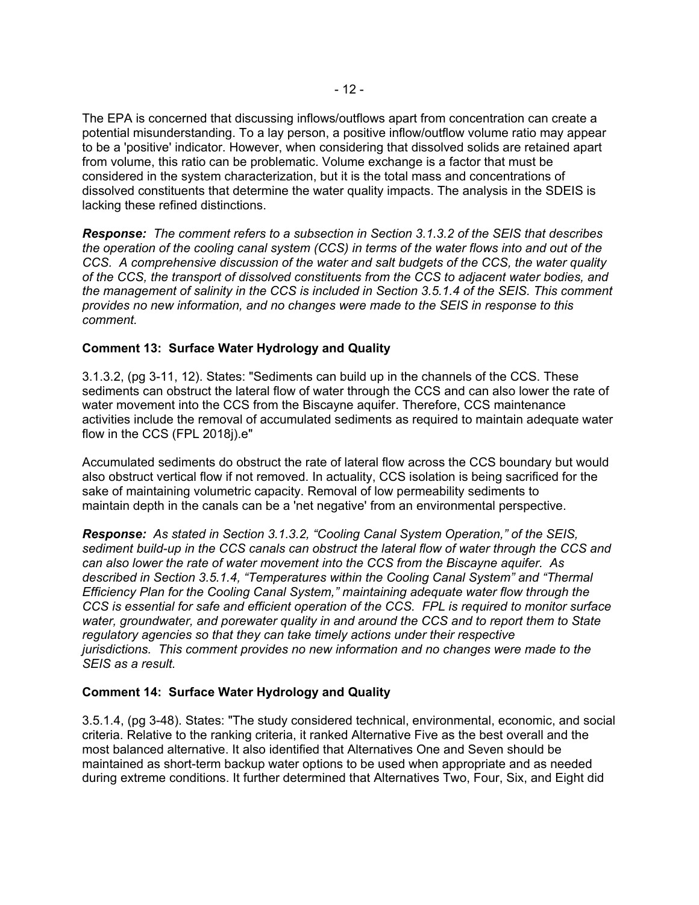The EPA is concerned that discussing inflows/outflows apart from concentration can create a potential misunderstanding. To a lay person, a positive inflow/outflow volume ratio may appear to be a 'positive' indicator. However, when considering that dissolved solids are retained apart from volume, this ratio can be problematic. Volume exchange is a factor that must be considered in the system characterization, but it is the total mass and concentrations of dissolved constituents that determine the water quality impacts. The analysis in the SDEIS is lacking these refined distinctions.

***Response:*** *The comment refers to a subsection in Section 3.1.3.2 of the SEIS that describes the operation of the cooling canal system (CCS) in terms of the water flows into and out of the CCS. A comprehensive discussion of the water and salt budgets of the CCS, the water quality of the CCS, the transport of dissolved constituents from the CCS to adjacent water bodies, and the management of salinity in the CCS is included in Section 3.5.1.4 of the SEIS. This comment provides no new information, and no changes were made to the SEIS in response to this comment.*

**Comment 13: Surface Water Hydrology and Quality**

3.1.3.2, (pg 3-11, 12). States: "Sediments can build up in the channels of the CCS. These sediments can obstruct the lateral flow of water through the CCS and can also lower the rate of water movement into the CCS from the Biscayne aquifer. Therefore, CCS maintenance activities include the removal of accumulated sediments as required to maintain adequate water flow in the CCS (FPL 2018j).e"

Accumulated sediments do obstruct the rate of lateral flow across the CCS boundary but would also obstruct vertical flow if not removed. In actuality, CCS isolation is being sacrificed for the sake of maintaining volumetric capacity. Removal of low permeability sediments to maintain depth in the canals can be a 'net negative' from an environmental perspective.

***Response:*** *As stated in Section 3.1.3.2, "Cooling Canal System Operation," of the SEIS, sediment build-up in the CCS canals can obstruct the lateral flow of water through the CCS and can also lower the rate of water movement into the CCS from the Biscayne aquifer. As described in Section 3.5.1.4, "Temperatures within the Cooling Canal System" and "Thermal Efficiency Plan for the Cooling Canal System," maintaining adequate water flow through the CCS is essential for safe and efficient operation of the CCS. FPL is required to monitor surface water, groundwater, and porewater quality in and around the CCS and to report them to State regulatory agencies so that they can take timely actions under their respective jurisdictions. This comment provides no new information and no changes were made to the SEIS as a result.*

**Comment 14: Surface Water Hydrology and Quality**

3.5.1.4, (pg 3-48). States: "The study considered technical, environmental, economic, and social criteria. Relative to the ranking criteria, it ranked Alternative Five as the best overall and the most balanced alternative. It also identified that Alternatives One and Seven should be maintained as short-term backup water options to be used when appropriate and as needed during extreme conditions. It further determined that Alternatives Two, Four, Six, and Eight did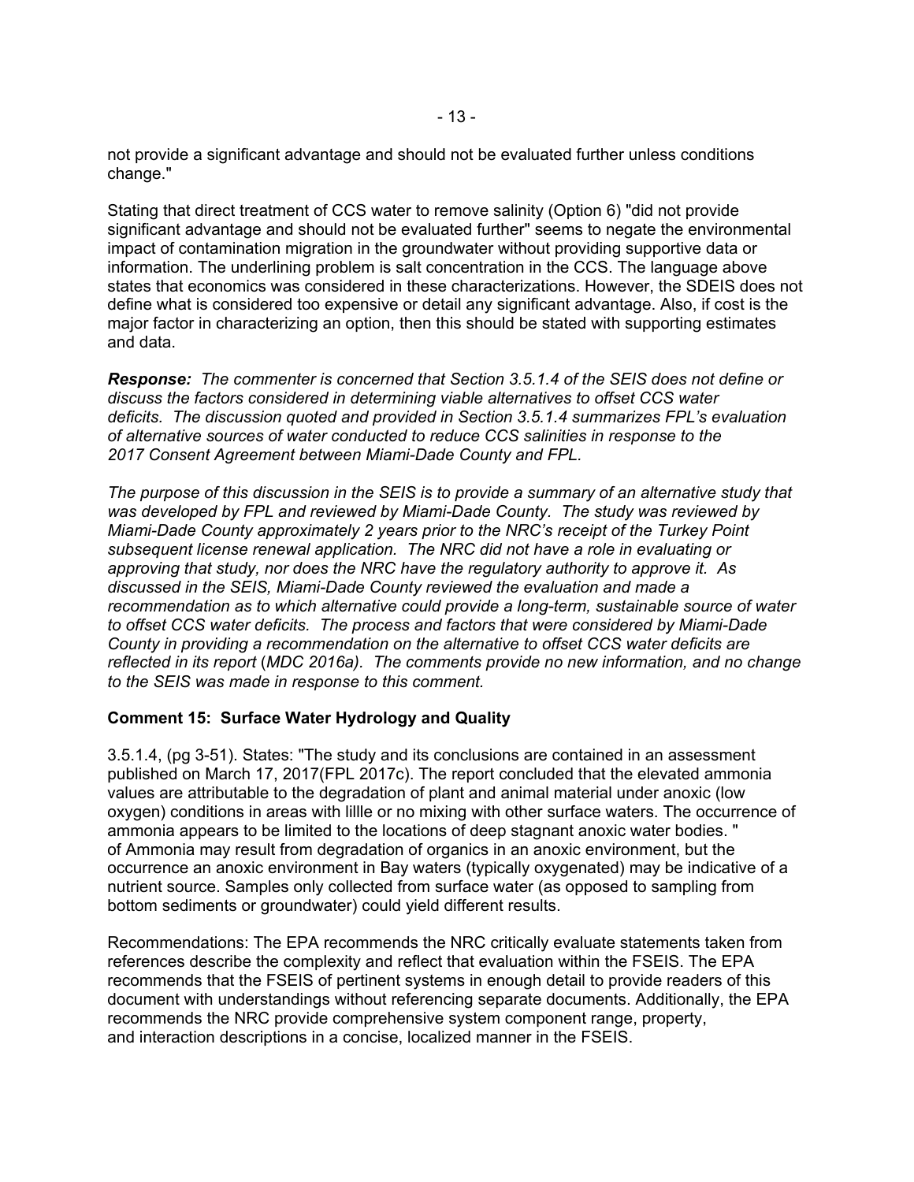not provide a significant advantage and should not be evaluated further unless conditions change."

Stating that direct treatment of CCS water to remove salinity (Option 6) "did not provide significant advantage and should not be evaluated further" seems to negate the environmental impact of contamination migration in the groundwater without providing supportive data or information. The underlining problem is salt concentration in the CCS. The language above states that economics was considered in these characterizations. However, the SDEIS does not define what is considered too expensive or detail any significant advantage. Also, if cost is the major factor in characterizing an option, then this should be stated with supporting estimates and data.

***Response:*** *The commenter is concerned that Section 3.5.1.4 of the SEIS does not define or discuss the factors considered in determining viable alternatives to offset CCS water deficits. The discussion quoted and provided in Section 3.5.1.4 summarizes FPL's evaluation of alternative sources of water conducted to reduce CCS salinities in response to the 2017 Consent Agreement between Miami-Dade County and FPL.*

*The purpose of this discussion in the SEIS is to provide a summary of an alternative study that was developed by FPL and reviewed by Miami-Dade County. The study was reviewed by Miami-Dade County approximately 2 years prior to the NRC's receipt of the Turkey Point subsequent license renewal application. The NRC did not have a role in evaluating or approving that study, nor does the NRC have the regulatory authority to approve it. As discussed in the SEIS, Miami-Dade County reviewed the evaluation and made a recommendation as to which alternative could provide a long-term, sustainable source of water to offset CCS water deficits. The process and factors that were considered by Miami-Dade County in providing a recommendation on the alternative to offset CCS water deficits are reflected in its report (MDC 2016a). The comments provide no new information, and no change to the SEIS was made in response to this comment.*

**Comment 15: Surface Water Hydrology and Quality**

3.5.1.4, (pg 3-51). States: "The study and its conclusions are contained in an assessment published on March 17, 2017(FPL 2017c). The report concluded that the elevated ammonia values are attributable to the degradation of plant and animal material under anoxic (low oxygen) conditions in areas with lillle or no mixing with other surface waters. The occurrence of ammonia appears to be limited to the locations of deep stagnant anoxic water bodies. " of Ammonia may result from degradation of organics in an anoxic environment, but the occurrence an anoxic environment in Bay waters (typically oxygenated) may be indicative of a nutrient source. Samples only collected from surface water (as opposed to sampling from bottom sediments or groundwater) could yield different results.

Recommendations: The EPA recommends the NRC critically evaluate statements taken from references describe the complexity and reflect that evaluation within the FSEIS. The EPA recommends that the FSEIS of pertinent systems in enough detail to provide readers of this document with understandings without referencing separate documents. Additionally, the EPA recommends the NRC provide comprehensive system component range, property, and interaction descriptions in a concise, localized manner in the FSEIS.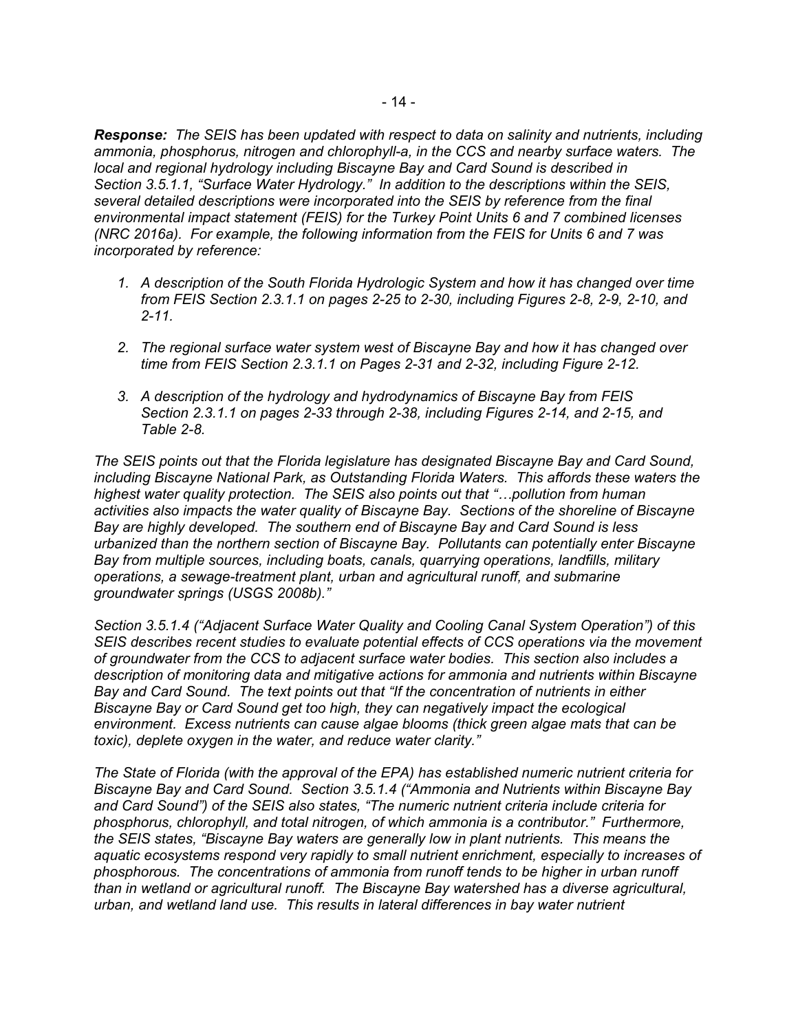***Response:** The SEIS has been updated with respect to data on salinity and nutrients, including ammonia, phosphorus, nitrogen and chlorophyll-a, in the CCS and nearby surface waters. The local and regional hydrology including Biscayne Bay and Card Sound is described in Section 3.5.1.1, "Surface Water Hydrology." In addition to the descriptions within the SEIS, several detailed descriptions were incorporated into the SEIS by reference from the final environmental impact statement (FEIS) for the Turkey Point Units 6 and 7 combined licenses (NRC 2016a). For example, the following information from the FEIS for Units 6 and 7 was incorporated by reference:*

1. *A description of the South Florida Hydrologic System and how it has changed over time from FEIS Section 2.3.1.1 on pages 2-25 to 2-30, including Figures 2-8, 2-9, 2-10, and 2-11.*

2. *The regional surface water system west of Biscayne Bay and how it has changed over time from FEIS Section 2.3.1.1 on Pages 2-31 and 2-32, including Figure 2-12.*

3. *A description of the hydrology and hydrodynamics of Biscayne Bay from FEIS Section 2.3.1.1 on pages 2-33 through 2-38, including Figures 2-14, and 2-15, and Table 2-8.*

*The SEIS points out that the Florida legislature has designated Biscayne Bay and Card Sound, including Biscayne National Park, as Outstanding Florida Waters. This affords these waters the highest water quality protection. The SEIS also points out that "…pollution from human activities also impacts the water quality of Biscayne Bay. Sections of the shoreline of Biscayne Bay are highly developed. The southern end of Biscayne Bay and Card Sound is less urbanized than the northern section of Biscayne Bay. Pollutants can potentially enter Biscayne Bay from multiple sources, including boats, canals, quarrying operations, landfills, military operations, a sewage-treatment plant, urban and agricultural runoff, and submarine groundwater springs (USGS 2008b)."*

*Section 3.5.1.4 ("Adjacent Surface Water Quality and Cooling Canal System Operation") of this SEIS describes recent studies to evaluate potential effects of CCS operations via the movement of groundwater from the CCS to adjacent surface water bodies. This section also includes a description of monitoring data and mitigative actions for ammonia and nutrients within Biscayne Bay and Card Sound. The text points out that "If the concentration of nutrients in either Biscayne Bay or Card Sound get too high, they can negatively impact the ecological environment. Excess nutrients can cause algae blooms (thick green algae mats that can be toxic), deplete oxygen in the water, and reduce water clarity."*

*The State of Florida (with the approval of the EPA) has established numeric nutrient criteria for Biscayne Bay and Card Sound. Section 3.5.1.4 ("Ammonia and Nutrients within Biscayne Bay and Card Sound") of the SEIS also states, "The numeric nutrient criteria include criteria for phosphorus, chlorophyll, and total nitrogen, of which ammonia is a contributor." Furthermore, the SEIS states, "Biscayne Bay waters are generally low in plant nutrients. This means the aquatic ecosystems respond very rapidly to small nutrient enrichment, especially to increases of phosphorous. The concentrations of ammonia from runoff tends to be higher in urban runoff than in wetland or agricultural runoff. The Biscayne Bay watershed has a diverse agricultural, urban, and wetland land use. This results in lateral differences in bay water nutrient*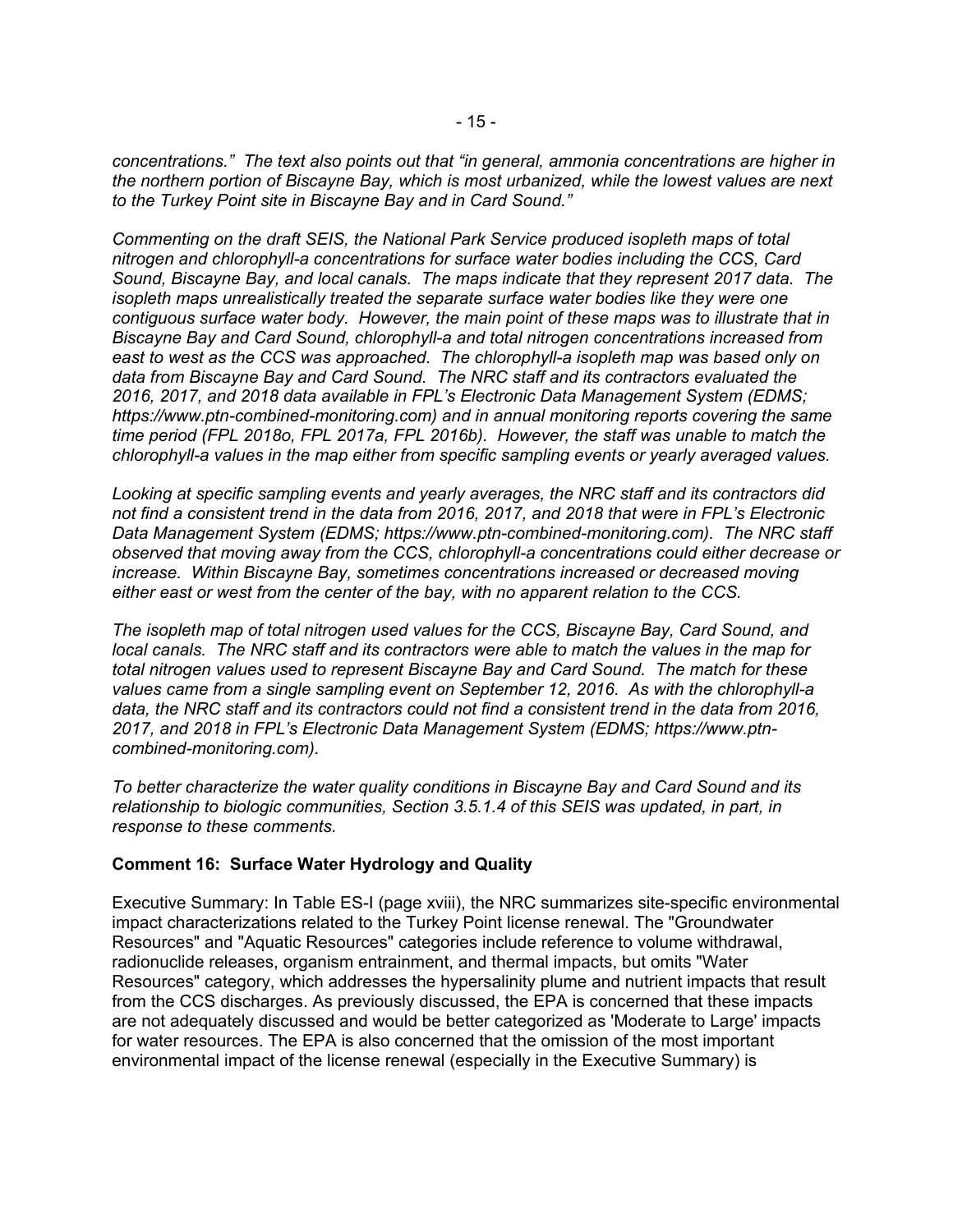*concentrations." The text also points out that "in general, ammonia concentrations are higher in the northern portion of Biscayne Bay, which is most urbanized, while the lowest values are next to the Turkey Point site in Biscayne Bay and in Card Sound."*

*Commenting on the draft SEIS, the National Park Service produced isopleth maps of total nitrogen and chlorophyll-a concentrations for surface water bodies including the CCS, Card Sound, Biscayne Bay, and local canals. The maps indicate that they represent 2017 data. The isopleth maps unrealistically treated the separate surface water bodies like they were one contiguous surface water body. However, the main point of these maps was to illustrate that in Biscayne Bay and Card Sound, chlorophyll-a and total nitrogen concentrations increased from east to west as the CCS was approached. The chlorophyll-a isopleth map was based only on data from Biscayne Bay and Card Sound. The NRC staff and its contractors evaluated the 2016, 2017, and 2018 data available in FPL's Electronic Data Management System (EDMS; https://www.ptn-combined-monitoring.com) and in annual monitoring reports covering the same time period (FPL 2018o, FPL 2017a, FPL 2016b). However, the staff was unable to match the chlorophyll-a values in the map either from specific sampling events or yearly averaged values.*

*Looking at specific sampling events and yearly averages, the NRC staff and its contractors did not find a consistent trend in the data from 2016, 2017, and 2018 that were in FPL's Electronic Data Management System (EDMS; https://www.ptn-combined-monitoring.com). The NRC staff observed that moving away from the CCS, chlorophyll-a concentrations could either decrease or increase. Within Biscayne Bay, sometimes concentrations increased or decreased moving either east or west from the center of the bay, with no apparent relation to the CCS.*

*The isopleth map of total nitrogen used values for the CCS, Biscayne Bay, Card Sound, and local canals. The NRC staff and its contractors were able to match the values in the map for total nitrogen values used to represent Biscayne Bay and Card Sound. The match for these values came from a single sampling event on September 12, 2016. As with the chlorophyll-a data, the NRC staff and its contractors could not find a consistent trend in the data from 2016, 2017, and 2018 in FPL's Electronic Data Management System (EDMS; https://www.ptn-combined-monitoring.com).*

*To better characterize the water quality conditions in Biscayne Bay and Card Sound and its relationship to biologic communities, Section 3.5.1.4 of this SEIS was updated, in part, in response to these comments.*

**Comment 16: Surface Water Hydrology and Quality**

Executive Summary: In Table ES-I (page xviii), the NRC summarizes site-specific environmental impact characterizations related to the Turkey Point license renewal. The "Groundwater Resources" and "Aquatic Resources" categories include reference to volume withdrawal, radionuclide releases, organism entrainment, and thermal impacts, but omits "Water Resources" category, which addresses the hypersalinity plume and nutrient impacts that result from the CCS discharges. As previously discussed, the EPA is concerned that these impacts are not adequately discussed and would be better categorized as 'Moderate to Large' impacts for water resources. The EPA is also concerned that the omission of the most important environmental impact of the license renewal (especially in the Executive Summary) is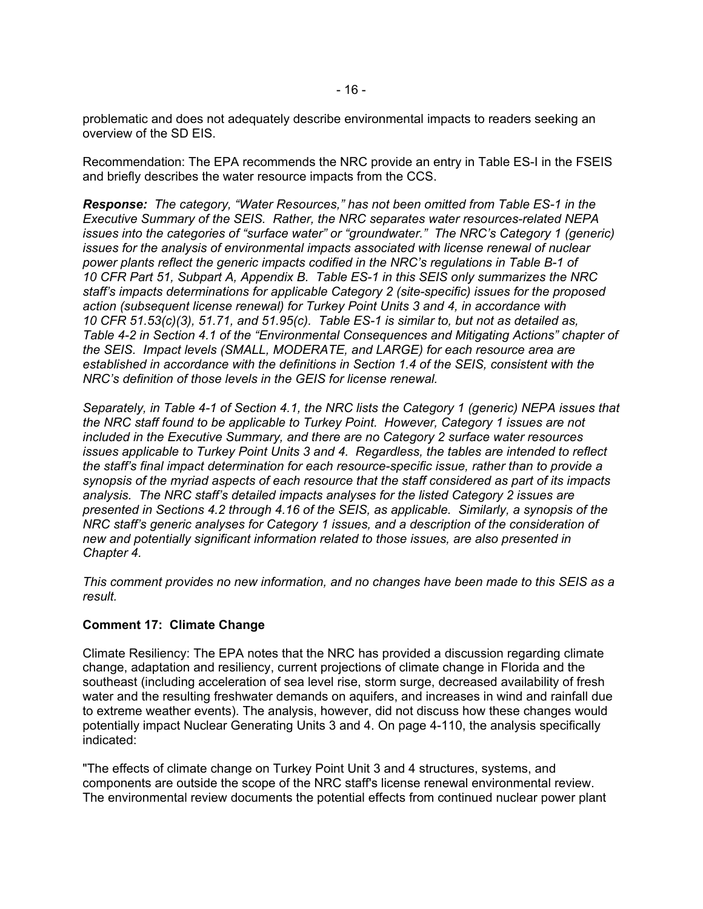problematic and does not adequately describe environmental impacts to readers seeking an overview of the SD EIS.

Recommendation: The EPA recommends the NRC provide an entry in Table ES-I in the FSEIS and briefly describes the water resource impacts from the CCS.

***Response:*** *The category, "Water Resources," has not been omitted from Table ES-1 in the Executive Summary of the SEIS. Rather, the NRC separates water resources-related NEPA issues into the categories of "surface water" or "groundwater." The NRC's Category 1 (generic) issues for the analysis of environmental impacts associated with license renewal of nuclear power plants reflect the generic impacts codified in the NRC's regulations in Table B-1 of 10 CFR Part 51, Subpart A, Appendix B. Table ES-1 in this SEIS only summarizes the NRC staff's impacts determinations for applicable Category 2 (site-specific) issues for the proposed action (subsequent license renewal) for Turkey Point Units 3 and 4, in accordance with 10 CFR 51.53(c)(3), 51.71, and 51.95(c). Table ES-1 is similar to, but not as detailed as, Table 4-2 in Section 4.1 of the "Environmental Consequences and Mitigating Actions" chapter of the SEIS. Impact levels (SMALL, MODERATE, and LARGE) for each resource area are established in accordance with the definitions in Section 1.4 of the SEIS, consistent with the NRC's definition of those levels in the GEIS for license renewal.*

*Separately, in Table 4-1 of Section 4.1, the NRC lists the Category 1 (generic) NEPA issues that the NRC staff found to be applicable to Turkey Point. However, Category 1 issues are not included in the Executive Summary, and there are no Category 2 surface water resources issues applicable to Turkey Point Units 3 and 4. Regardless, the tables are intended to reflect the staff's final impact determination for each resource-specific issue, rather than to provide a synopsis of the myriad aspects of each resource that the staff considered as part of its impacts analysis. The NRC staff's detailed impacts analyses for the listed Category 2 issues are presented in Sections 4.2 through 4.16 of the SEIS, as applicable. Similarly, a synopsis of the NRC staff's generic analyses for Category 1 issues, and a description of the consideration of new and potentially significant information related to those issues, are also presented in Chapter 4.*

*This comment provides no new information, and no changes have been made to this SEIS as a result.*

**Comment 17: Climate Change**

Climate Resiliency: The EPA notes that the NRC has provided a discussion regarding climate change, adaptation and resiliency, current projections of climate change in Florida and the southeast (including acceleration of sea level rise, storm surge, decreased availability of fresh water and the resulting freshwater demands on aquifers, and increases in wind and rainfall due to extreme weather events). The analysis, however, did not discuss how these changes would potentially impact Nuclear Generating Units 3 and 4. On page 4-110, the analysis specifically indicated:

"The effects of climate change on Turkey Point Unit 3 and 4 structures, systems, and components are outside the scope of the NRC staff's license renewal environmental review. The environmental review documents the potential effects from continued nuclear power plant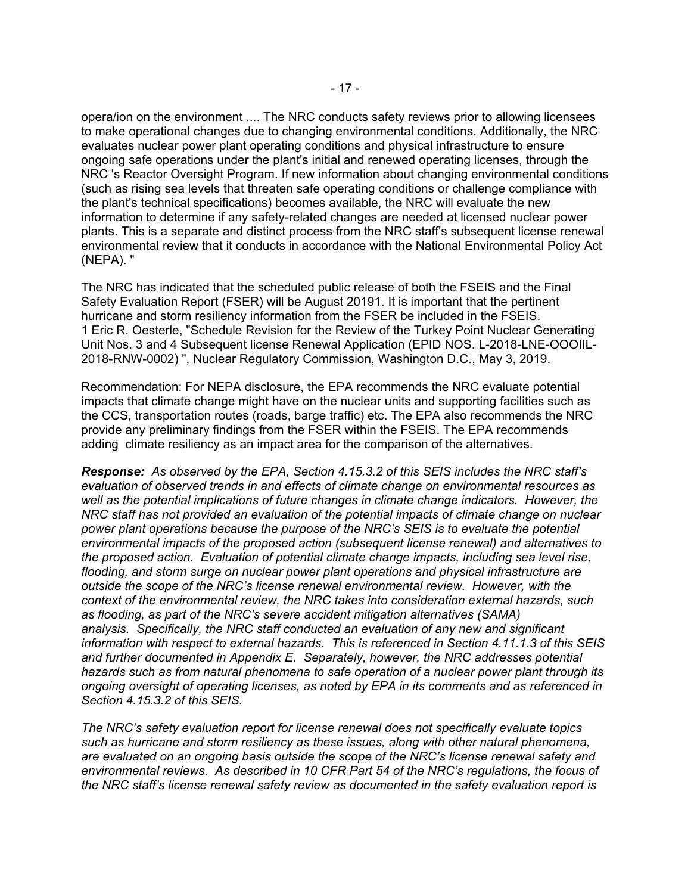opera/ion on the environment .... The NRC conducts safety reviews prior to allowing licensees to make operational changes due to changing environmental conditions. Additionally, the NRC evaluates nuclear power plant operating conditions and physical infrastructure to ensure ongoing safe operations under the plant's initial and renewed operating licenses, through the NRC 's Reactor Oversight Program. If new information about changing environmental conditions (such as rising sea levels that threaten safe operating conditions or challenge compliance with the plant's technical specifications) becomes available, the NRC will evaluate the new information to determine if any safety-related changes are needed at licensed nuclear power plants. This is a separate and distinct process from the NRC staff's subsequent license renewal environmental review that it conducts in accordance with the National Environmental Policy Act (NEPA). "

The NRC has indicated that the scheduled public release of both the FSEIS and the Final Safety Evaluation Report (FSER) will be August 2019[1]. It is important that the pertinent hurricane and storm resiliency information from the FSER be included in the FSEIS.
1 Eric R. Oesterle, "Schedule Revision for the Review of the Turkey Point Nuclear Generating Unit Nos. 3 and 4 Subsequent license Renewal Application (EPID NOS. L-2018-LNE-OOOIIL-2018-RNW-0002) ", Nuclear Regulatory Commission, Washington D.C., May 3, 2019.

Recommendation: For NEPA disclosure, the EPA recommends the NRC evaluate potential impacts that climate change might have on the nuclear units and supporting facilities such as the CCS, transportation routes (roads, barge traffic) etc. The EPA also recommends the NRC provide any preliminary findings from the FSER within the FSEIS. The EPA recommends adding climate resiliency as an impact area for the comparison of the alternatives.

***Response:*** *As observed by the EPA, Section 4.15.3.2 of this SEIS includes the NRC staff's evaluation of observed trends in and effects of climate change on environmental resources as well as the potential implications of future changes in climate change indicators. However, the NRC staff has not provided an evaluation of the potential impacts of climate change on nuclear power plant operations because the purpose of the NRC's SEIS is to evaluate the potential environmental impacts of the proposed action (subsequent license renewal) and alternatives to the proposed action. Evaluation of potential climate change impacts, including sea level rise, flooding, and storm surge on nuclear power plant operations and physical infrastructure are outside the scope of the NRC's license renewal environmental review. However, with the context of the environmental review, the NRC takes into consideration external hazards, such as flooding, as part of the NRC's severe accident mitigation alternatives (SAMA) analysis. Specifically, the NRC staff conducted an evaluation of any new and significant information with respect to external hazards. This is referenced in Section 4.11.1.3 of this SEIS and further documented in Appendix E. Separately, however, the NRC addresses potential hazards such as from natural phenomena to safe operation of a nuclear power plant through its ongoing oversight of operating licenses, as noted by EPA in its comments and as referenced in Section 4.15.3.2 of this SEIS.*

*The NRC's safety evaluation report for license renewal does not specifically evaluate topics such as hurricane and storm resiliency as these issues, along with other natural phenomena, are evaluated on an ongoing basis outside the scope of the NRC's license renewal safety and environmental reviews. As described in 10 CFR Part 54 of the NRC's regulations, the focus of the NRC staff's license renewal safety review as documented in the safety evaluation report is*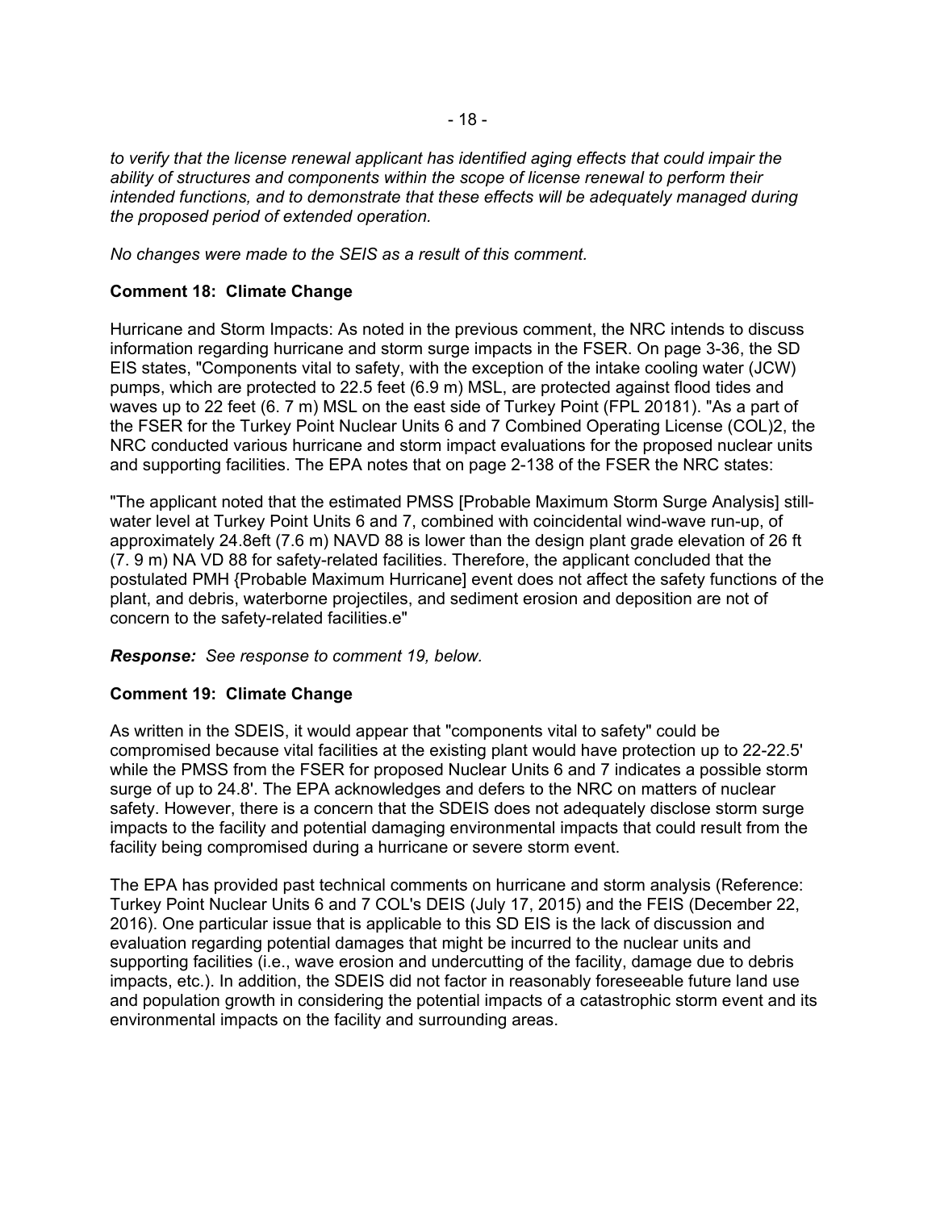*to verify that the license renewal applicant has identified aging effects that could impair the ability of structures and components within the scope of license renewal to perform their intended functions, and to demonstrate that these effects will be adequately managed during the proposed period of extended operation.*

*No changes were made to the SEIS as a result of this comment.*

**Comment 18: Climate Change**

Hurricane and Storm Impacts: As noted in the previous comment, the NRC intends to discuss information regarding hurricane and storm surge impacts in the FSER. On page 3-36, the SD EIS states, "Components vital to safety, with the exception of the intake cooling water (JCW) pumps, which are protected to 22.5 feet (6.9 m) MSL, are protected against flood tides and waves up to 22 feet (6. 7 m) MSL on the east side of Turkey Point (FPL 20181). "As a part of the FSER for the Turkey Point Nuclear Units 6 and 7 Combined Operating License (COL)2, the NRC conducted various hurricane and storm impact evaluations for the proposed nuclear units and supporting facilities. The EPA notes that on page 2-138 of the FSER the NRC states:

"The applicant noted that the estimated PMSS [Probable Maximum Storm Surge Analysis] still-water level at Turkey Point Units 6 and 7, combined with coincidental wind-wave run-up, of approximately 24.8eft (7.6 m) NAVD 88 is lower than the design plant grade elevation of 26 ft (7. 9 m) NA VD 88 for safety-related facilities. Therefore, the applicant concluded that the postulated PMH {Probable Maximum Hurricane] event does not affect the safety functions of the plant, and debris, waterborne projectiles, and sediment erosion and deposition are not of concern to the safety-related facilities.e"

***Response:*** *See response to comment 19, below.*

**Comment 19: Climate Change**

As written in the SDEIS, it would appear that "components vital to safety" could be compromised because vital facilities at the existing plant would have protection up to 22-22.5' while the PMSS from the FSER for proposed Nuclear Units 6 and 7 indicates a possible storm surge of up to 24.8'. The EPA acknowledges and defers to the NRC on matters of nuclear safety. However, there is a concern that the SDEIS does not adequately disclose storm surge impacts to the facility and potential damaging environmental impacts that could result from the facility being compromised during a hurricane or severe storm event.

The EPA has provided past technical comments on hurricane and storm analysis (Reference: Turkey Point Nuclear Units 6 and 7 COL's DEIS (July 17, 2015) and the FEIS (December 22, 2016). One particular issue that is applicable to this SD EIS is the lack of discussion and evaluation regarding potential damages that might be incurred to the nuclear units and supporting facilities (i.e., wave erosion and undercutting of the facility, damage due to debris impacts, etc.). In addition, the SDEIS did not factor in reasonably foreseeable future land use and population growth in considering the potential impacts of a catastrophic storm event and its environmental impacts on the facility and surrounding areas.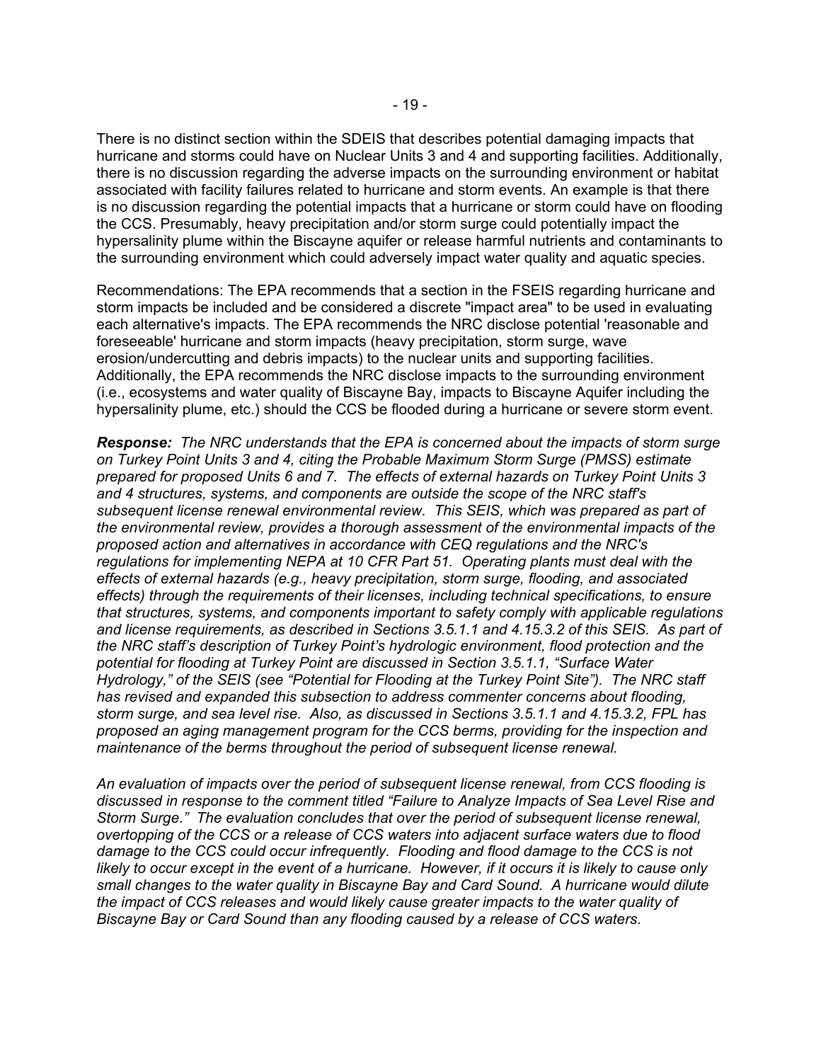There is no distinct section within the SDEIS that describes potential damaging impacts that hurricane and storms could have on Nuclear Units 3 and 4 and supporting facilities. Additionally, there is no discussion regarding the adverse impacts on the surrounding environment or habitat associated with facility failures related to hurricane and storm events. An example is that there is no discussion regarding the potential impacts that a hurricane or storm could have on flooding the CCS. Presumably, heavy precipitation and/or storm surge could potentially impact the hypersalinity plume within the Biscayne aquifer or release harmful nutrients and contaminants to the surrounding environment which could adversely impact water quality and aquatic species.

Recommendations: The EPA recommends that a section in the FSEIS regarding hurricane and storm impacts be included and be considered a discrete "impact area" to be used in evaluating each alternative's impacts. The EPA recommends the NRC disclose potential 'reasonable and foreseeable' hurricane and storm impacts (heavy precipitation, storm surge, wave erosion/undercutting and debris impacts) to the nuclear units and supporting facilities. Additionally, the EPA recommends the NRC disclose impacts to the surrounding environment (i.e., ecosystems and water quality of Biscayne Bay, impacts to Biscayne Aquifer including the hypersalinity plume, etc.) should the CCS be flooded during a hurricane or severe storm event.

***Response:*** *The NRC understands that the EPA is concerned about the impacts of storm surge on Turkey Point Units 3 and 4, citing the Probable Maximum Storm Surge (PMSS) estimate prepared for proposed Units 6 and 7. The effects of external hazards on Turkey Point Units 3 and 4 structures, systems, and components are outside the scope of the NRC staff's subsequent license renewal environmental review. This SEIS, which was prepared as part of the environmental review, provides a thorough assessment of the environmental impacts of the proposed action and alternatives in accordance with CEQ regulations and the NRC's regulations for implementing NEPA at 10 CFR Part 51. Operating plants must deal with the effects of external hazards (e.g., heavy precipitation, storm surge, flooding, and associated effects) through the requirements of their licenses, including technical specifications, to ensure that structures, systems, and components important to safety comply with applicable regulations and license requirements, as described in Sections 3.5.1.1 and 4.15.3.2 of this SEIS. As part of the NRC staff's description of Turkey Point's hydrologic environment, flood protection and the potential for flooding at Turkey Point are discussed in Section 3.5.1.1, "Surface Water Hydrology," of the SEIS (see "Potential for Flooding at the Turkey Point Site"). The NRC staff has revised and expanded this subsection to address commenter concerns about flooding, storm surge, and sea level rise. Also, as discussed in Sections 3.5.1.1 and 4.15.3.2, FPL has proposed an aging management program for the CCS berms, providing for the inspection and maintenance of the berms throughout the period of subsequent license renewal.*

*An evaluation of impacts over the period of subsequent license renewal, from CCS flooding is discussed in response to the comment titled "Failure to Analyze Impacts of Sea Level Rise and Storm Surge." The evaluation concludes that over the period of subsequent license renewal, overtopping of the CCS or a release of CCS waters into adjacent surface waters due to flood damage to the CCS could occur infrequently. Flooding and flood damage to the CCS is not likely to occur except in the event of a hurricane. However, if it occurs it is likely to cause only small changes to the water quality in Biscayne Bay and Card Sound. A hurricane would dilute the impact of CCS releases and would likely cause greater impacts to the water quality of Biscayne Bay or Card Sound than any flooding caused by a release of CCS waters.*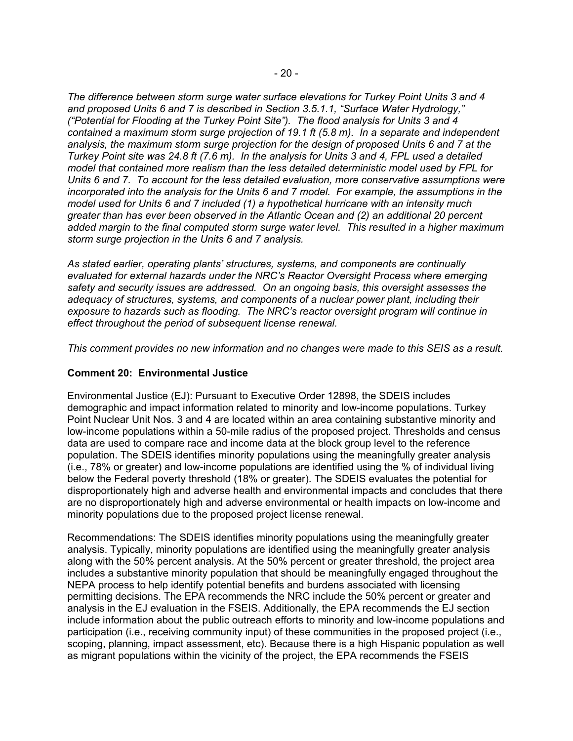*The difference between storm surge water surface elevations for Turkey Point Units 3 and 4 and proposed Units 6 and 7 is described in Section 3.5.1.1, "Surface Water Hydrology," ("Potential for Flooding at the Turkey Point Site"). The flood analysis for Units 3 and 4 contained a maximum storm surge projection of 19.1 ft (5.8 m). In a separate and independent analysis, the maximum storm surge projection for the design of proposed Units 6 and 7 at the Turkey Point site was 24.8 ft (7.6 m). In the analysis for Units 3 and 4, FPL used a detailed model that contained more realism than the less detailed deterministic model used by FPL for Units 6 and 7. To account for the less detailed evaluation, more conservative assumptions were incorporated into the analysis for the Units 6 and 7 model. For example, the assumptions in the model used for Units 6 and 7 included (1) a hypothetical hurricane with an intensity much greater than has ever been observed in the Atlantic Ocean and (2) an additional 20 percent added margin to the final computed storm surge water level. This resulted in a higher maximum storm surge projection in the Units 6 and 7 analysis.*

*As stated earlier, operating plants' structures, systems, and components are continually evaluated for external hazards under the NRC's Reactor Oversight Process where emerging safety and security issues are addressed. On an ongoing basis, this oversight assesses the adequacy of structures, systems, and components of a nuclear power plant, including their exposure to hazards such as flooding. The NRC's reactor oversight program will continue in effect throughout the period of subsequent license renewal.*

*This comment provides no new information and no changes were made to this SEIS as a result.*

**Comment 20: Environmental Justice**

Environmental Justice (EJ): Pursuant to Executive Order 12898, the SDEIS includes demographic and impact information related to minority and low-income populations. Turkey Point Nuclear Unit Nos. 3 and 4 are located within an area containing substantive minority and low-income populations within a 50-mile radius of the proposed project. Thresholds and census data are used to compare race and income data at the block group level to the reference population. The SDEIS identifies minority populations using the meaningfully greater analysis (i.e., 78% or greater) and low-income populations are identified using the % of individual living below the Federal poverty threshold (18% or greater). The SDEIS evaluates the potential for disproportionately high and adverse health and environmental impacts and concludes that there are no disproportionately high and adverse environmental or health impacts on low-income and minority populations due to the proposed project license renewal.

Recommendations: The SDEIS identifies minority populations using the meaningfully greater analysis. Typically, minority populations are identified using the meaningfully greater analysis along with the 50% percent analysis. At the 50% percent or greater threshold, the project area includes a substantive minority population that should be meaningfully engaged throughout the NEPA process to help identify potential benefits and burdens associated with licensing permitting decisions. The EPA recommends the NRC include the 50% percent or greater and analysis in the EJ evaluation in the FSEIS. Additionally, the EPA recommends the EJ section include information about the public outreach efforts to minority and low-income populations and participation (i.e., receiving community input) of these communities in the proposed project (i.e., scoping, planning, impact assessment, etc). Because there is a high Hispanic population as well as migrant populations within the vicinity of the project, the EPA recommends the FSEIS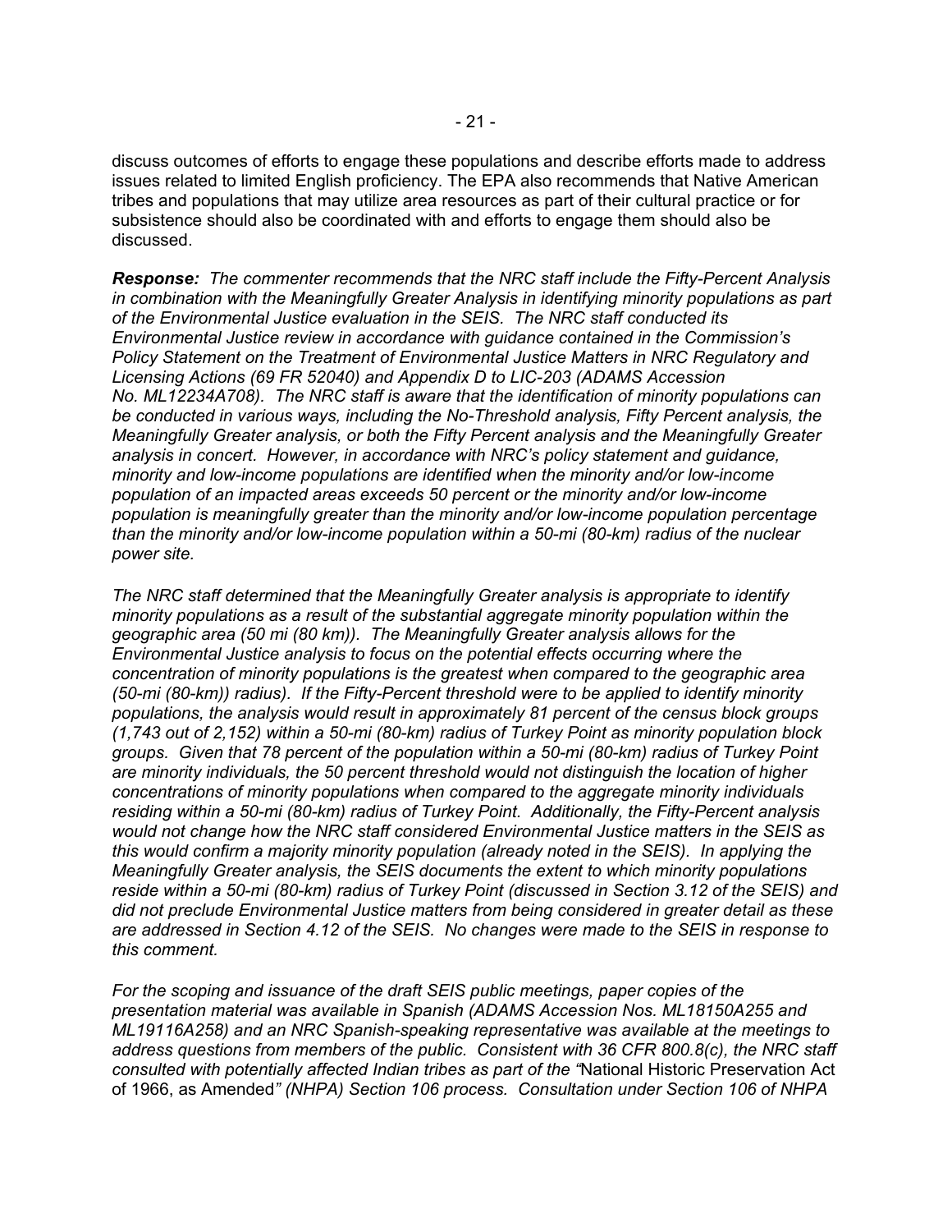discuss outcomes of efforts to engage these populations and describe efforts made to address issues related to limited English proficiency. The EPA also recommends that Native American tribes and populations that may utilize area resources as part of their cultural practice or for subsistence should also be coordinated with and efforts to engage them should also be discussed.

***Response:*** *The commenter recommends that the NRC staff include the Fifty-Percent Analysis in combination with the Meaningfully Greater Analysis in identifying minority populations as part of the Environmental Justice evaluation in the SEIS. The NRC staff conducted its Environmental Justice review in accordance with guidance contained in the Commission's Policy Statement on the Treatment of Environmental Justice Matters in NRC Regulatory and Licensing Actions (69 FR 52040) and Appendix D to LIC-203 (ADAMS Accession No. ML12234A708). The NRC staff is aware that the identification of minority populations can be conducted in various ways, including the No-Threshold analysis, Fifty Percent analysis, the Meaningfully Greater analysis, or both the Fifty Percent analysis and the Meaningfully Greater analysis in concert. However, in accordance with NRC's policy statement and guidance, minority and low-income populations are identified when the minority and/or low-income population of an impacted areas exceeds 50 percent or the minority and/or low-income population is meaningfully greater than the minority and/or low-income population percentage than the minority and/or low-income population within a 50-mi (80-km) radius of the nuclear power site.*

*The NRC staff determined that the Meaningfully Greater analysis is appropriate to identify minority populations as a result of the substantial aggregate minority population within the geographic area (50 mi (80 km)). The Meaningfully Greater analysis allows for the Environmental Justice analysis to focus on the potential effects occurring where the concentration of minority populations is the greatest when compared to the geographic area (50-mi (80-km)) radius). If the Fifty-Percent threshold were to be applied to identify minority populations, the analysis would result in approximately 81 percent of the census block groups (1,743 out of 2,152) within a 50-mi (80-km) radius of Turkey Point as minority population block groups. Given that 78 percent of the population within a 50-mi (80-km) radius of Turkey Point are minority individuals, the 50 percent threshold would not distinguish the location of higher concentrations of minority populations when compared to the aggregate minority individuals residing within a 50-mi (80-km) radius of Turkey Point. Additionally, the Fifty-Percent analysis would not change how the NRC staff considered Environmental Justice matters in the SEIS as this would confirm a majority minority population (already noted in the SEIS). In applying the Meaningfully Greater analysis, the SEIS documents the extent to which minority populations reside within a 50-mi (80-km) radius of Turkey Point (discussed in Section 3.12 of the SEIS) and did not preclude Environmental Justice matters from being considered in greater detail as these are addressed in Section 4.12 of the SEIS. No changes were made to the SEIS in response to this comment.*

*For the scoping and issuance of the draft SEIS public meetings, paper copies of the presentation material was available in Spanish (ADAMS Accession Nos. ML18150A255 and ML19116A258) and an NRC Spanish-speaking representative was available at the meetings to address questions from members of the public. Consistent with 36 CFR 800.8(c), the NRC staff consulted with potentially affected Indian tribes as part of the "*National Historic Preservation Act of 1966, as Amended*" (NHPA) Section 106 process. Consultation under Section 106 of NHPA*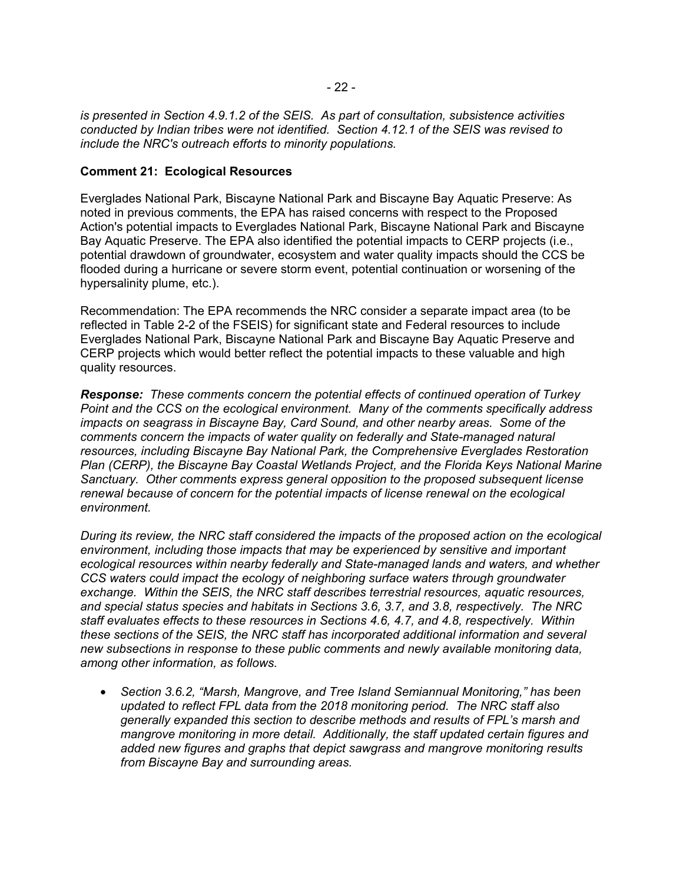*is presented in Section 4.9.1.2 of the SEIS. As part of consultation, subsistence activities conducted by Indian tribes were not identified. Section 4.12.1 of the SEIS was revised to include the NRC's outreach efforts to minority populations.*

**Comment 21: Ecological Resources**

Everglades National Park, Biscayne National Park and Biscayne Bay Aquatic Preserve: As noted in previous comments, the EPA has raised concerns with respect to the Proposed Action's potential impacts to Everglades National Park, Biscayne National Park and Biscayne Bay Aquatic Preserve. The EPA also identified the potential impacts to CERP projects (i.e., potential drawdown of groundwater, ecosystem and water quality impacts should the CCS be flooded during a hurricane or severe storm event, potential continuation or worsening of the hypersalinity plume, etc.).

Recommendation: The EPA recommends the NRC consider a separate impact area (to be reflected in Table 2-2 of the FSEIS) for significant state and Federal resources to include Everglades National Park, Biscayne National Park and Biscayne Bay Aquatic Preserve and CERP projects which would better reflect the potential impacts to these valuable and high quality resources.

***Response:*** *These comments concern the potential effects of continued operation of Turkey Point and the CCS on the ecological environment. Many of the comments specifically address impacts on seagrass in Biscayne Bay, Card Sound, and other nearby areas. Some of the comments concern the impacts of water quality on federally and State-managed natural resources, including Biscayne Bay National Park, the Comprehensive Everglades Restoration Plan (CERP), the Biscayne Bay Coastal Wetlands Project, and the Florida Keys National Marine Sanctuary. Other comments express general opposition to the proposed subsequent license renewal because of concern for the potential impacts of license renewal on the ecological environment.*

*During its review, the NRC staff considered the impacts of the proposed action on the ecological environment, including those impacts that may be experienced by sensitive and important ecological resources within nearby federally and State-managed lands and waters, and whether CCS waters could impact the ecology of neighboring surface waters through groundwater exchange. Within the SEIS, the NRC staff describes terrestrial resources, aquatic resources, and special status species and habitats in Sections 3.6, 3.7, and 3.8, respectively. The NRC staff evaluates effects to these resources in Sections 4.6, 4.7, and 4.8, respectively. Within these sections of the SEIS, the NRC staff has incorporated additional information and several new subsections in response to these public comments and newly available monitoring data, among other information, as follows.*

- *Section 3.6.2, "Marsh, Mangrove, and Tree Island Semiannual Monitoring," has been updated to reflect FPL data from the 2018 monitoring period. The NRC staff also generally expanded this section to describe methods and results of FPL's marsh and mangrove monitoring in more detail. Additionally, the staff updated certain figures and added new figures and graphs that depict sawgrass and mangrove monitoring results from Biscayne Bay and surrounding areas.*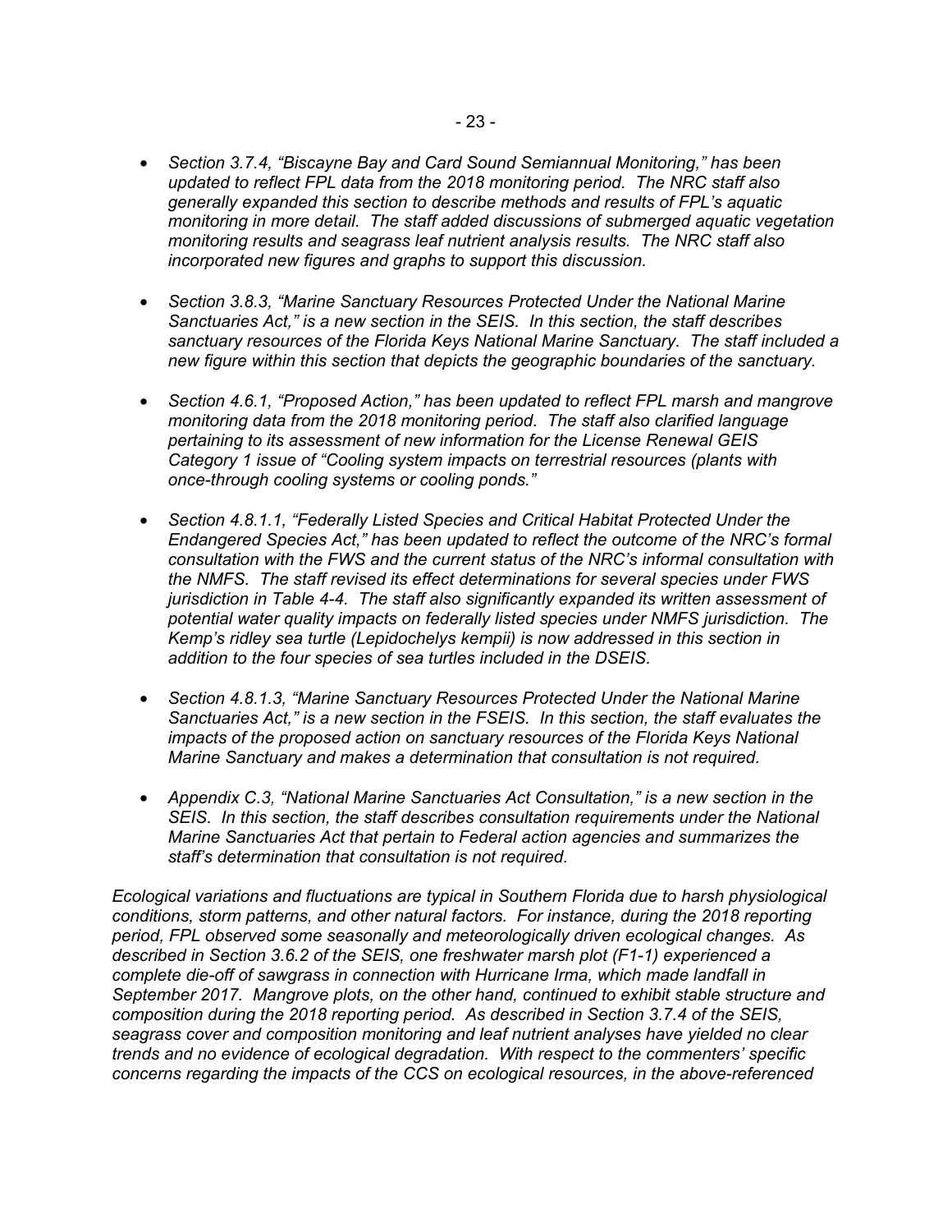- *Section 3.7.4, “Biscayne Bay and Card Sound Semiannual Monitoring,” has been updated to reflect FPL data from the 2018 monitoring period. The NRC staff also generally expanded this section to describe methods and results of FPL’s aquatic monitoring in more detail. The staff added discussions of submerged aquatic vegetation monitoring results and seagrass leaf nutrient analysis results. The NRC staff also incorporated new figures and graphs to support this discussion.*

- *Section 3.8.3, “Marine Sanctuary Resources Protected Under the National Marine Sanctuaries Act,” is a new section in the SEIS. In this section, the staff describes sanctuary resources of the Florida Keys National Marine Sanctuary. The staff included a new figure within this section that depicts the geographic boundaries of the sanctuary.*

- *Section 4.6.1, “Proposed Action,” has been updated to reflect FPL marsh and mangrove monitoring data from the 2018 monitoring period. The staff also clarified language pertaining to its assessment of new information for the License Renewal GEIS Category 1 issue of “Cooling system impacts on terrestrial resources (plants with once-through cooling systems or cooling ponds.”*

- *Section 4.8.1.1, “Federally Listed Species and Critical Habitat Protected Under the Endangered Species Act,” has been updated to reflect the outcome of the NRC’s formal consultation with the FWS and the current status of the NRC’s informal consultation with the NMFS. The staff revised its effect determinations for several species under FWS jurisdiction in Table 4-4. The staff also significantly expanded its written assessment of potential water quality impacts on federally listed species under NMFS jurisdiction. The Kemp’s ridley sea turtle (Lepidochelys kempii) is now addressed in this section in addition to the four species of sea turtles included in the DSEIS.*

- *Section 4.8.1.3, “Marine Sanctuary Resources Protected Under the National Marine Sanctuaries Act,” is a new section in the FSEIS. In this section, the staff evaluates the impacts of the proposed action on sanctuary resources of the Florida Keys National Marine Sanctuary and makes a determination that consultation is not required.*

- *Appendix C.3, “National Marine Sanctuaries Act Consultation,” is a new section in the SEIS. In this section, the staff describes consultation requirements under the National Marine Sanctuaries Act that pertain to Federal action agencies and summarizes the staff’s determination that consultation is not required.*

*Ecological variations and fluctuations are typical in Southern Florida due to harsh physiological conditions, storm patterns, and other natural factors. For instance, during the 2018 reporting period, FPL observed some seasonally and meteorologically driven ecological changes. As described in Section 3.6.2 of the SEIS, one freshwater marsh plot (F1-1) experienced a complete die-off of sawgrass in connection with Hurricane Irma, which made landfall in September 2017. Mangrove plots, on the other hand, continued to exhibit stable structure and composition during the 2018 reporting period. As described in Section 3.7.4 of the SEIS, seagrass cover and composition monitoring and leaf nutrient analyses have yielded no clear trends and no evidence of ecological degradation. With respect to the commenters’ specific concerns regarding the impacts of the CCS on ecological resources, in the above-referenced*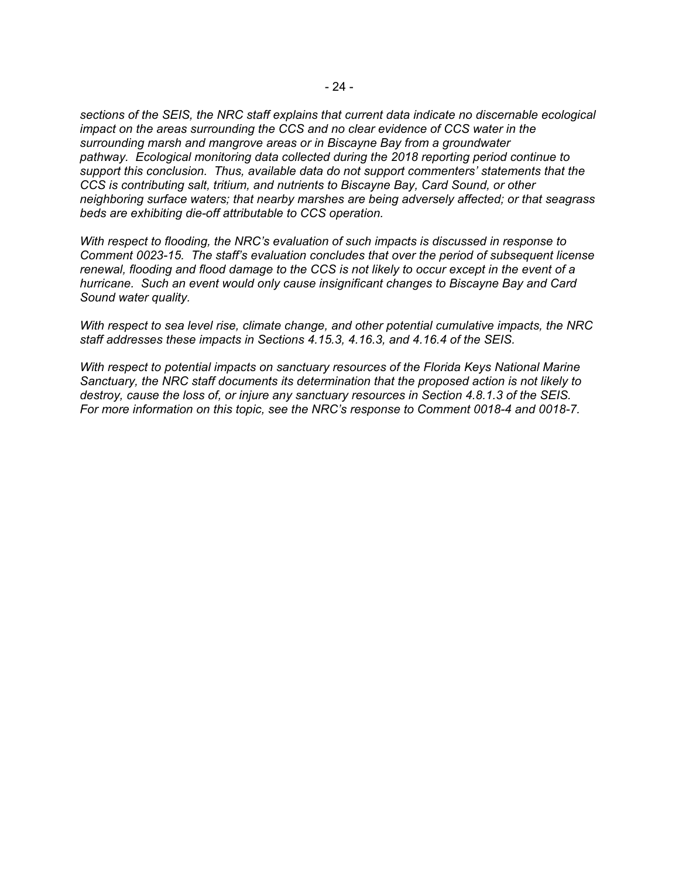*sections of the SEIS, the NRC staff explains that current data indicate no discernable ecological impact on the areas surrounding the CCS and no clear evidence of CCS water in the surrounding marsh and mangrove areas or in Biscayne Bay from a groundwater pathway. Ecological monitoring data collected during the 2018 reporting period continue to support this conclusion. Thus, available data do not support commenters' statements that the CCS is contributing salt, tritium, and nutrients to Biscayne Bay, Card Sound, or other neighboring surface waters; that nearby marshes are being adversely affected; or that seagrass beds are exhibiting die-off attributable to CCS operation.*

*With respect to flooding, the NRC's evaluation of such impacts is discussed in response to Comment 0023-15. The staff's evaluation concludes that over the period of subsequent license renewal, flooding and flood damage to the CCS is not likely to occur except in the event of a hurricane. Such an event would only cause insignificant changes to Biscayne Bay and Card Sound water quality.*

*With respect to sea level rise, climate change, and other potential cumulative impacts, the NRC staff addresses these impacts in Sections 4.15.3, 4.16.3, and 4.16.4 of the SEIS.*

*With respect to potential impacts on sanctuary resources of the Florida Keys National Marine Sanctuary, the NRC staff documents its determination that the proposed action is not likely to destroy, cause the loss of, or injure any sanctuary resources in Section 4.8.1.3 of the SEIS. For more information on this topic, see the NRC's response to Comment 0018-4 and 0018-7.*